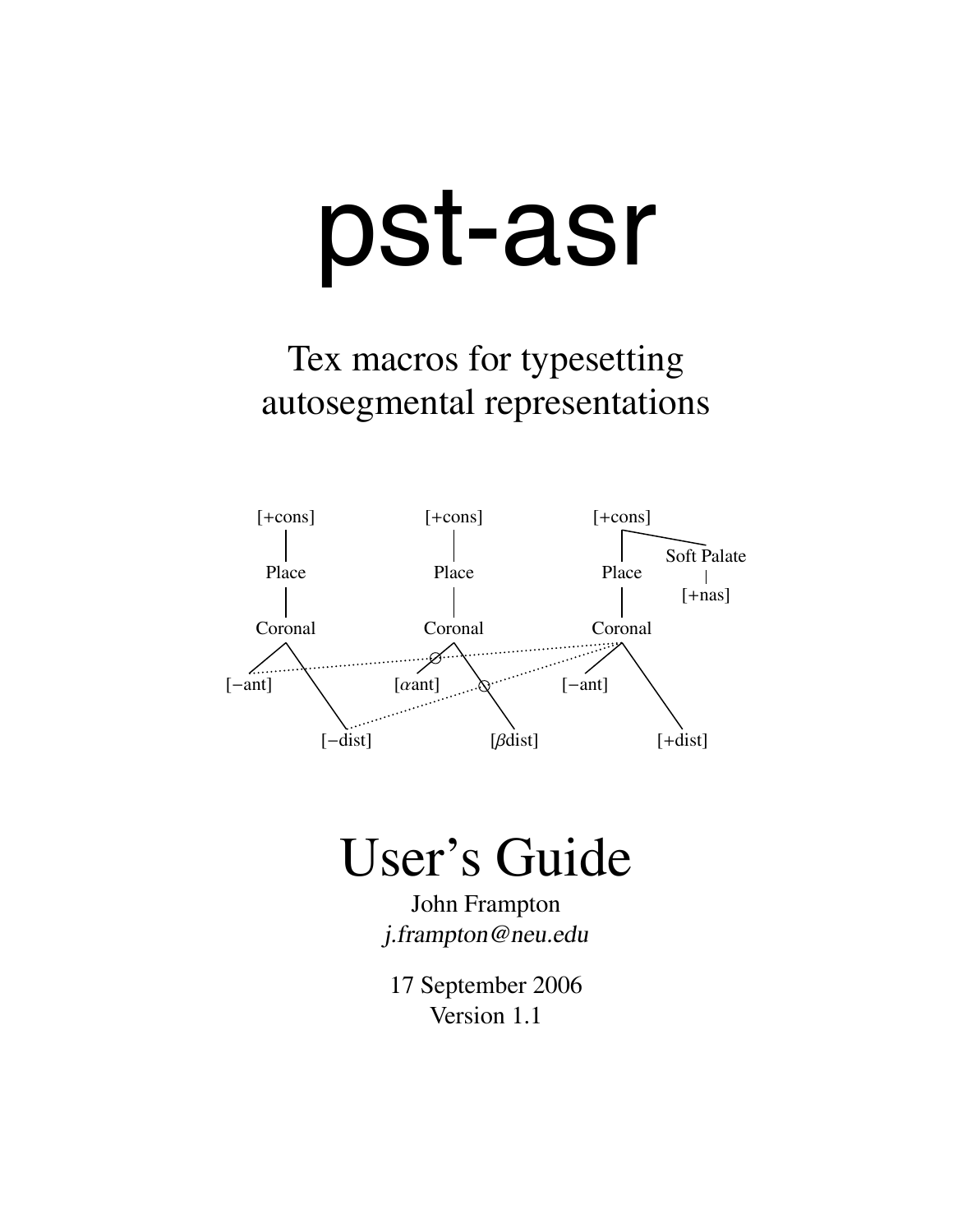# pst-asr

Tex macros for typesetting autosegmental representations

## User's Guide

John Frampton

*j.frampton@neu.edu*

17 September 2006

Version 1.1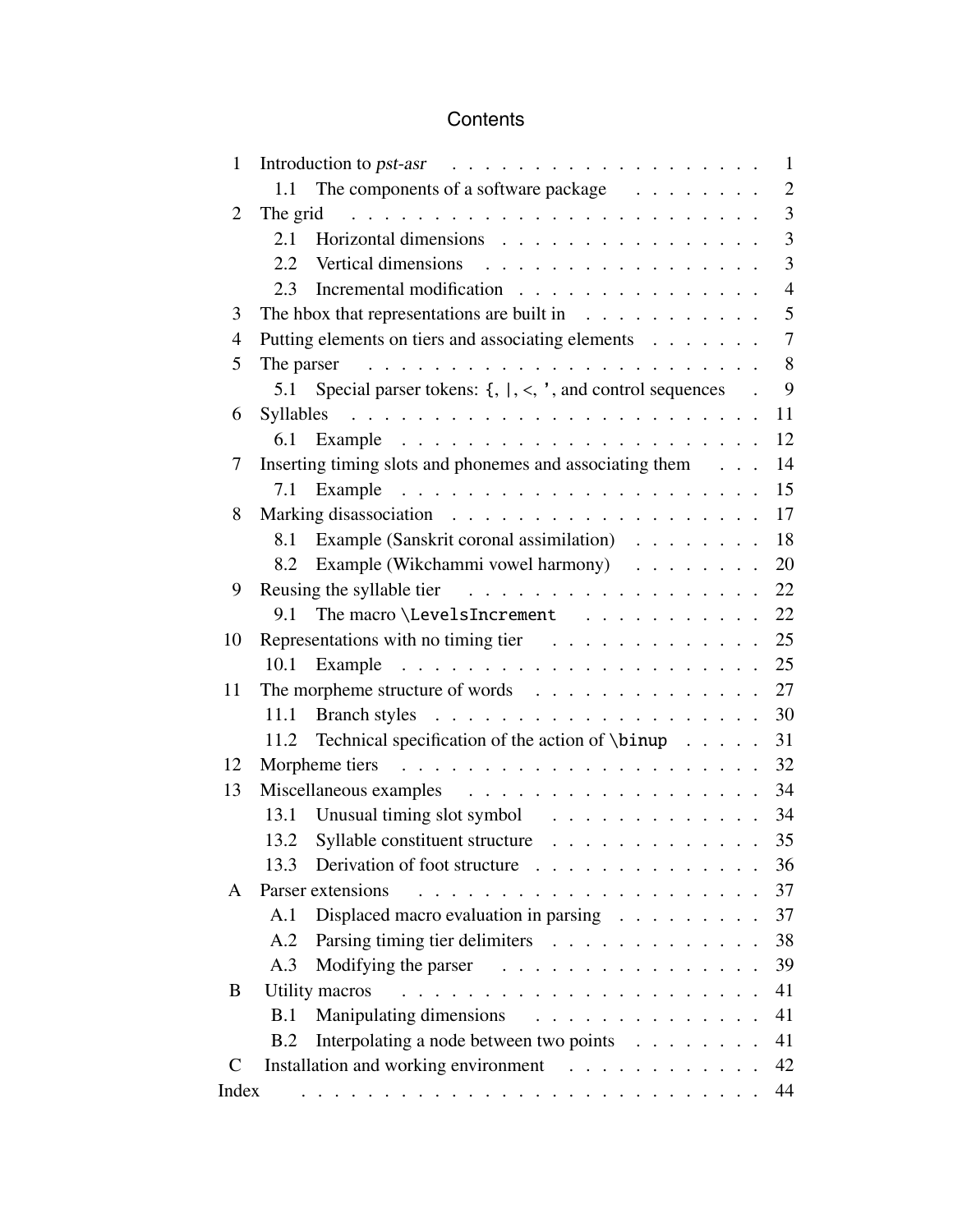# Contents

- 1 Introduction to *pst-asr* . . . . . . . . . . . . . . . . . . . . 1
  - 1.1 The components of a software package . . . . . . . . 2
- 2 The grid . . . . . . . . . . . . . . . . . . . . . . . . 3
  - 2.1 Horizontal dimensions . . . . . . . . . . . . . . . . 3
  - 2.2 Vertical dimensions . . . . . . . . . . . . . . . . . 3
  - 2.3 Incremental modification . . . . . . . . . . . . . . 4
- 3 The hbox that representations are built in . . . . . . . . . . . 5
- 4 Putting elements on tiers and associating elements . . . . . . . 7
- 5 The parser . . . . . . . . . . . . . . . . . . . . . . . 8
  - 5.1 Special parser tokens: `{`, `|`, `<`, `'`, and control sequences . 9
- 6 Syllables . . . . . . . . . . . . . . . . . . . . . . . . 11
  - 6.1 Example . . . . . . . . . . . . . . . . . . . . . . 12
- 7 Inserting timing slots and phonemes and associating them . . . 14
  - 7.1 Example . . . . . . . . . . . . . . . . . . . . . . 15
- 8 Marking disassociation . . . . . . . . . . . . . . . . . . 17
  - 8.1 Example (Sanskrit coronal assimilation) . . . . . . . . 18
  - 8.2 Example (Wikchammi vowel harmony) . . . . . . . . 20
- 9 Reusing the syllable tier . . . . . . . . . . . . . . . . . 22
  - 9.1 The macro `\LevelsIncrement` . . . . . . . . . . . 22
- 10 Representations with no timing tier . . . . . . . . . . . . . 25
  - 10.1 Example . . . . . . . . . . . . . . . . . . . . . . 25
- 11 The morpheme structure of words . . . . . . . . . . . . . . 27
  - 11.1 Branch styles . . . . . . . . . . . . . . . . . . . . 30
  - 11.2 Technical specification of the action of `\binup` . . . . . 31
- 12 Morpheme tiers . . . . . . . . . . . . . . . . . . . . . 32
- 13 Miscellaneous examples . . . . . . . . . . . . . . . . . . 34
  - 13.1 Unusual timing slot symbol . . . . . . . . . . . . . 34
  - 13.2 Syllable constituent structure . . . . . . . . . . . . 35
  - 13.3 Derivation of foot structure . . . . . . . . . . . . . 36
- A Parser extensions . . . . . . . . . . . . . . . . . . . . . 37
  - A.1 Displaced macro evaluation in parsing . . . . . . . . . 37
  - A.2 Parsing timing tier delimiters . . . . . . . . . . . . . 38
  - A.3 Modifying the parser . . . . . . . . . . . . . . . . 39
- B Utility macros . . . . . . . . . . . . . . . . . . . . . . 41
  - B.1 Manipulating dimensions . . . . . . . . . . . . . . . 41
  - B.2 Interpolating a node between two points . . . . . . . . 41
- C Installation and working environment . . . . . . . . . . . . 42
- Index . . . . . . . . . . . . . . . . . . . . . . . . . . 44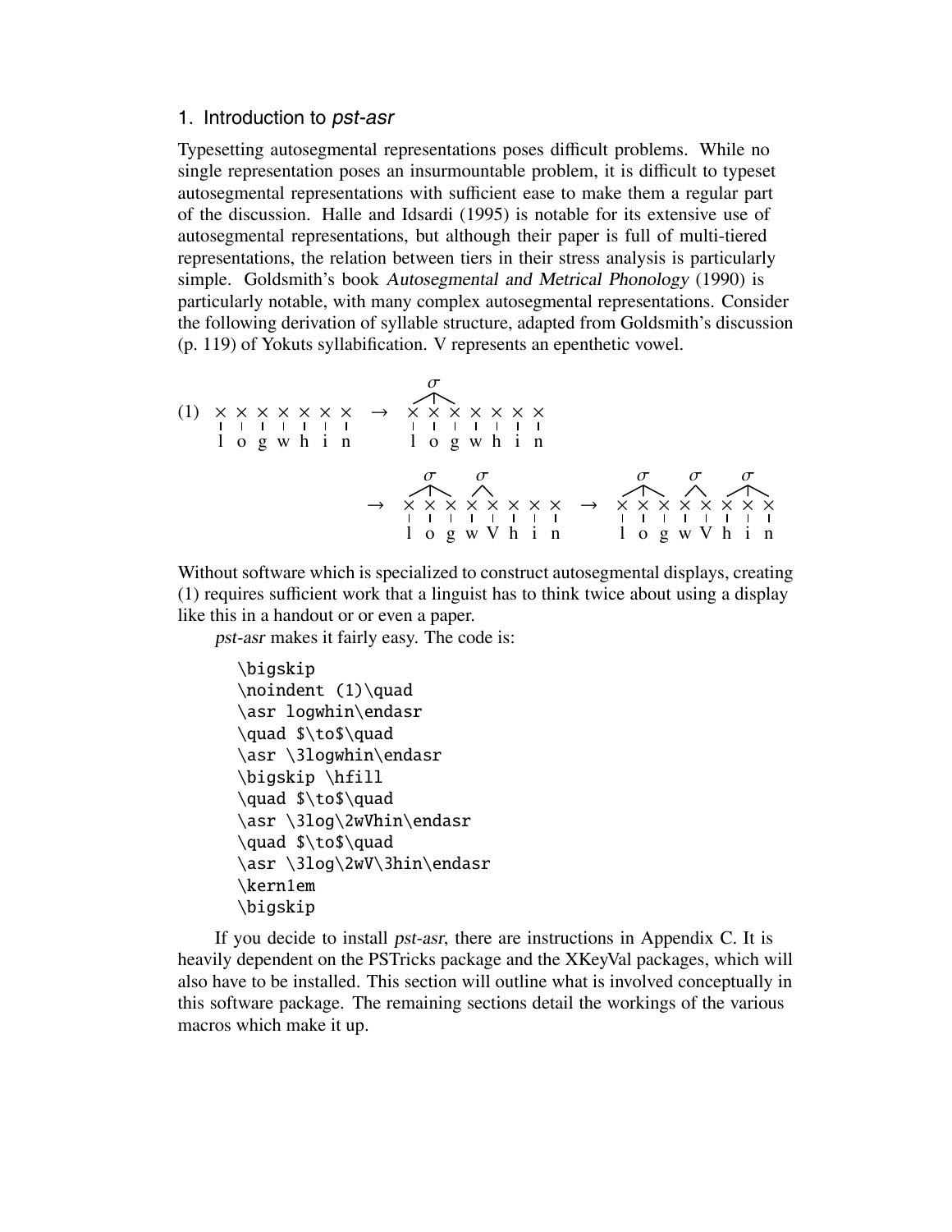## 1. Introduction to *pst-asr*

Typesetting autosegmental representations poses difficult problems. While no single representation poses an insurmountable problem, it is difficult to typeset autosegmental representations with sufficient ease to make them a regular part of the discussion. Halle and Idsardi (1995) is notable for its extensive use of autosegmental representations, but although their paper is full of multi-tiered representations, the relation between tiers in their stress analysis is particularly simple. Goldsmith's book *Autosegmental and Metrical Phonology* (1990) is particularly notable, with many complex autosegmental representations. Consider the following derivation of syllable structure, adapted from Goldsmith's discussion (p. 119) of Yokuts syllabification. V represents an epenthetic vowel.

(1) × × × × × × × → σ × × × × × × × (l o g w h i n → l o g w h i n)

→ σ σ × × × × × × × × (l o g w V h i n) → σ σ σ × × × × × × × × (l o g w V h i n)

Without software which is specialized to construct autosegmental displays, creating (1) requires sufficient work that a linguist has to think twice about using a display like this in a handout or or even a paper.

*pst-asr* makes it fairly easy. The code is:

```
\bigskip
\noindent (1)\quad
\asr logwhin\endasr
\quad $\to$\quad
\asr \3logwhin\endasr
\bigskip \hfill
\quad $\to$\quad
\asr \3log\2wVhin\endasr
\quad $\to$\quad
\asr \3log\2wV\3hin\endasr
\kern1em
\bigskip
```

If you decide to install *pst-asr*, there are instructions in Appendix C. It is heavily dependent on the PSTricks package and the XKeyVal packages, which will also have to be installed. This section will outline what is involved conceptually in this software package. The remaining sections detail the workings of the various macros which make it up.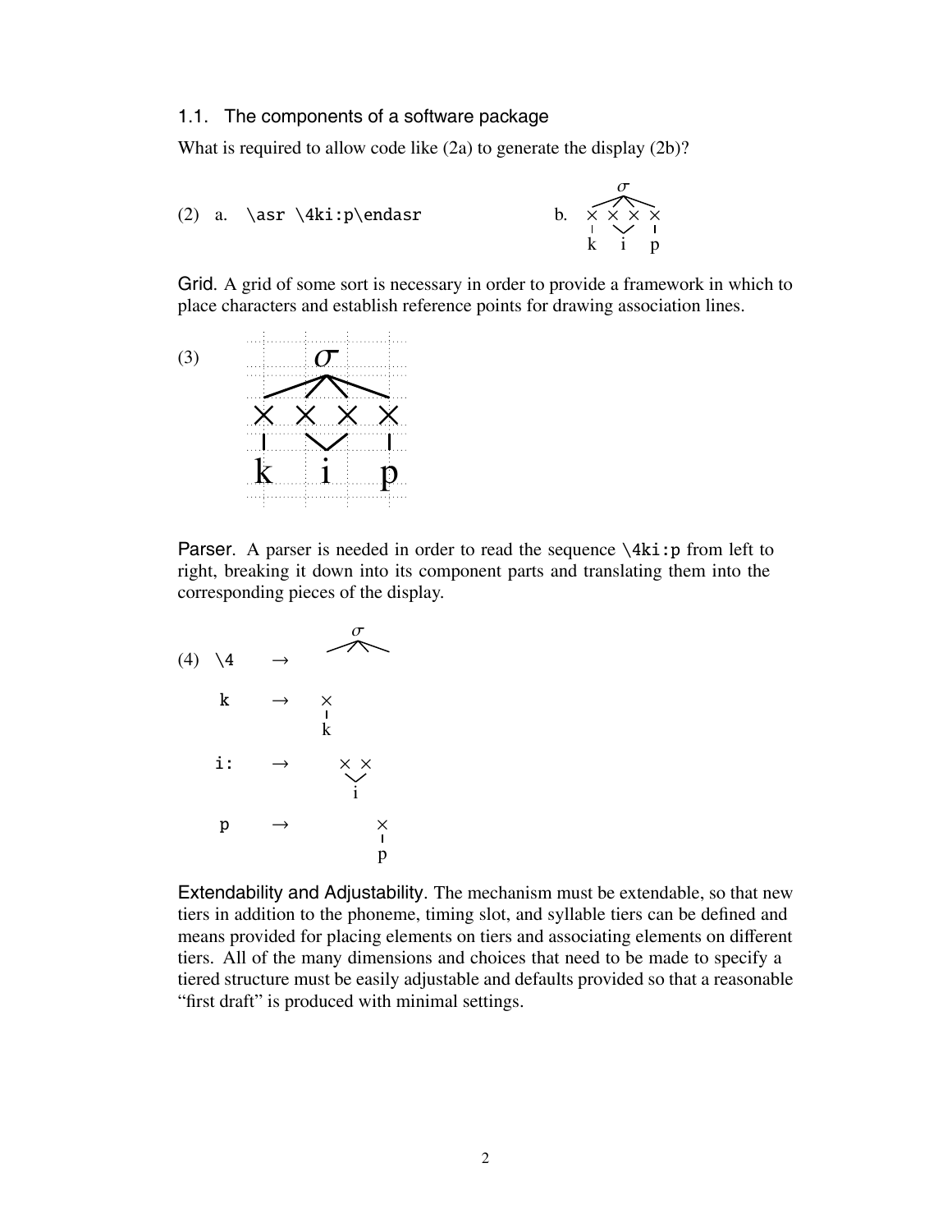### 1.1. The components of a software package

What is required to allow code like (2a) to generate the display (2b)?

(2) a. `\asr \4ki:p\endasr`

Grid. A grid of some sort is necessary in order to provide a framework in which to place characters and establish reference points for drawing association lines.

(3)

Parser. A parser is needed in order to read the sequence `\4ki:p` from left to right, breaking it down into its component parts and translating them into the corresponding pieces of the display.

(4) `\4` →

`k` →

`i:` →

`p` →

Extendability and Adjustability. The mechanism must be extendable, so that new tiers in addition to the phoneme, timing slot, and syllable tiers can be defined and means provided for placing elements on tiers and associating elements on different tiers. All of the many dimensions and choices that need to be made to specify a tiered structure must be easily adjustable and defaults provided so that a reasonable "first draft" is produced with minimal settings.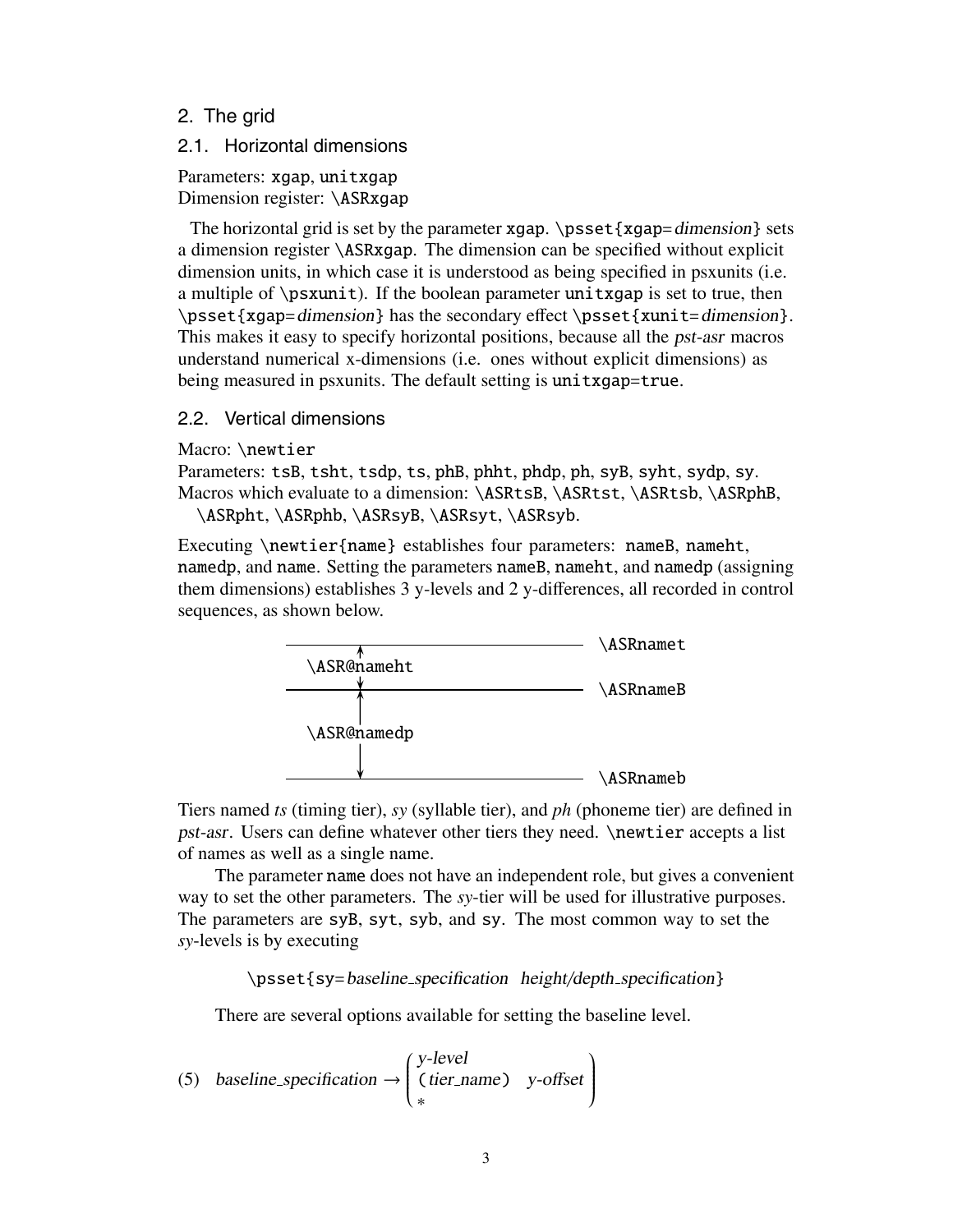## 2. The grid

### 2.1. Horizontal dimensions

Parameters: `xgap`, `unitxgap`
Dimension register: `\ASRxgap`

The horizontal grid is set by the parameter `xgap`. `\psset{xgap=`*dimension*`}` sets a dimension register `\ASRxgap`. The dimension can be specified without explicit dimension units, in which case it is understood as being specified in psxunits (i.e. a multiple of `\psxunit`). If the boolean parameter `unitxgap` is set to true, then `\psset{xgap=`*dimension*`}` has the secondary effect `\psset{xunit=`*dimension*`}`. This makes it easy to specify horizontal positions, because all the *pst-asr* macros understand numerical x-dimensions (i.e. ones without explicit dimensions) as being measured in psxunits. The default setting is `unitxgap=true`.

### 2.2. Vertical dimensions

Macro: `\newtier`
Parameters: `tsB`, `tsht`, `tsdp`, `ts`, `phB`, `phht`, `phdp`, `ph`, `syB`, `syht`, `sydp`, `sy`.
Macros which evaluate to a dimension: `\ASRtsB`, `\ASRtst`, `\ASRtsb`, `\ASRphB`, `\ASRpht`, `\ASRphb`, `\ASRsyB`, `\ASRsyt`, `\ASRsyb`.

Executing `\newtier{name}` establishes four parameters: `nameB`, `nameht`, `namedp`, and `name`. Setting the parameters `nameB`, `nameht`, and `namedp` (assigning them dimensions) establishes 3 y-levels and 2 y-differences, all recorded in control sequences, as shown below.

```
 ─────────────↑──────────────────────────  \ASRnamet
 \ASR@nameht
 ─────────────↕──────────────────────────  \ASRnameB

 \ASR@namedp

 ─────────────↓──────────────────────────  \ASRnameb
```

Tiers named *ts* (timing tier), *sy* (syllable tier), and *ph* (phoneme tier) are defined in *pst-asr*. Users can define whatever other tiers they need. `\newtier` accepts a list of names as well as a single name.

The parameter `name` does not have an independent role, but gives a convenient way to set the other parameters. The *sy*-tier will be used for illustrative purposes. The parameters are `syB`, `syt`, `syb`, and `sy`. The most common way to set the *sy*-levels is by executing

`\psset{sy=`*baseline_specification height/depth_specification*`}`

There are several options available for setting the baseline level.

(5) $\textit{baseline\_specification} \rightarrow \begin{pmatrix} \textit{y-level} \\ \texttt{(}\textit{tier\_name}\texttt{)} \quad \textit{y-offset} \\ * \end{pmatrix}$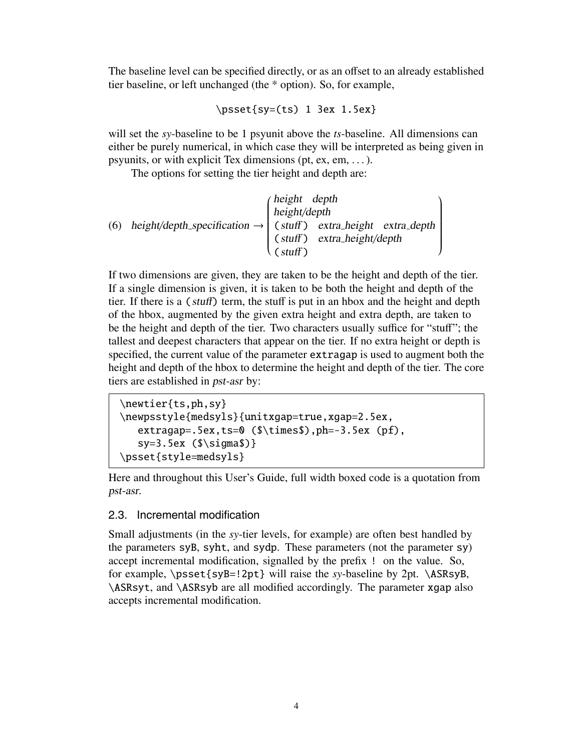The baseline level can be specified directly, or as an offset to an already established tier baseline, or left unchanged (the * option). So, for example,

```
\psset{sy=(ts) 1 3ex 1.5ex}
```

will set the *sy*-baseline to be 1 psyunit above the *ts*-baseline. All dimensions can either be purely numerical, in which case they will be interpreted as being given in psyunits, or with explicit Tex dimensions (pt, ex, em, . . . ).

The options for setting the tier height and depth are:

$$\text{(6)}\quad \textit{height/depth\_specification} \rightarrow \left(\begin{array}{l} \textit{height} \quad \textit{depth} \\ \textit{height/depth} \\ (\textit{stuff}) \quad \textit{extra\_height} \quad \textit{extra\_depth} \\ (\textit{stuff}) \quad \textit{extra\_height/depth} \\ (\textit{stuff}) \end{array}\right)$$

If two dimensions are given, they are taken to be the height and depth of the tier. If a single dimension is given, it is taken to be both the height and depth of the tier. If there is a (*stuff*) term, the stuff is put in an hbox and the height and depth of the hbox, augmented by the given extra height and extra depth, are taken to be the height and depth of the tier. Two characters usually suffice for "stuff"; the tallest and deepest characters that appear on the tier. If no extra height or depth is specified, the current value of the parameter `extragap` is used to augment both the height and depth of the hbox to determine the height and depth of the tier. The core tiers are established in *pst-asr* by:

```
\newtier{ts,ph,sy}
\newpsstyle{medsyls}{unitxgap=true,xgap=2.5ex,
   extragap=.5ex,ts=0 ($\times$),ph=-3.5ex (pf),
   sy=3.5ex ($\sigma$)}
\psset{style=medsyls}
```

Here and throughout this User's Guide, full width boxed code is a quotation from *pst-asr*.

## 2.3. Incremental modification

Small adjustments (in the *sy*-tier levels, for example) are often best handled by the parameters `syB`, `syht`, and `sydp`. These parameters (not the parameter `sy`) accept incremental modification, signalled by the prefix `!` on the value. So, for example, `\psset{syB=!2pt}` will raise the *sy*-baseline by 2pt. `\ASRsyB`, `\ASRsyt`, and `\ASRsyb` are all modified accordingly. The parameter `xgap` also accepts incremental modification.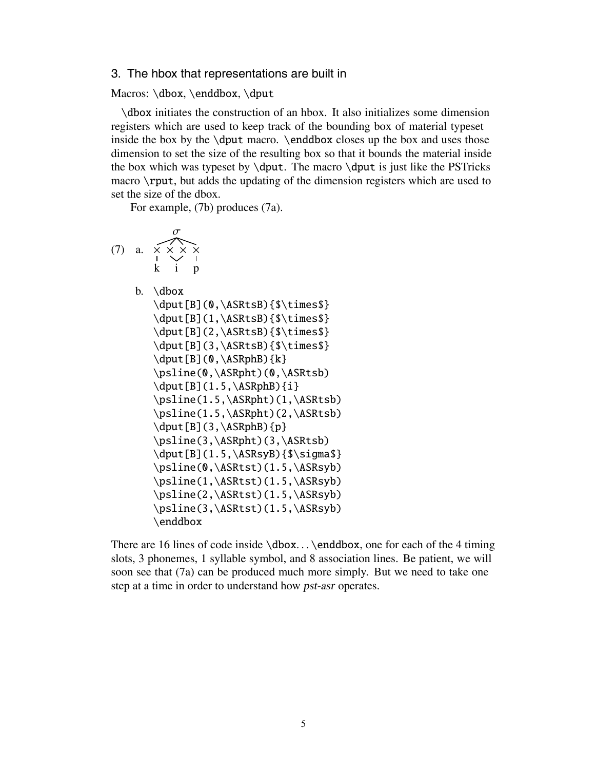## 3. The hbox that representations are built in

Macros: \dbox, \enddbox, \dput

\dbox initiates the construction of an hbox. It also initializes some dimension registers which are used to keep track of the bounding box of material typeset inside the box by the \dput macro. \enddbox closes up the box and uses those dimension to set the size of the resulting box so that it bounds the material inside the box which was typeset by \dput. The macro \dput is just like the PSTricks macro \rput, but adds the updating of the dimension registers which are used to set the size of the dbox.

For example, (7b) produces (7a).

(7) a. [diagram: $\sigma$ over × × × ×, associated to k i p]

b.
```
\dbox
\dput[B](0,\ASRtsB){$\times$}
\dput[B](1,\ASRtsB){$\times$}
\dput[B](2,\ASRtsB){$\times$}
\dput[B](3,\ASRtsB){$\times$}
\dput[B](0,\ASRphB){k}
\psline(0,\ASRpht)(0,\ASRtsb)
\dput[B](1.5,\ASRphB){i}
\psline(1.5,\ASRpht)(1,\ASRtsb)
\psline(1.5,\ASRpht)(2,\ASRtsb)
\dput[B](3,\ASRphB){p}
\psline(3,\ASRpht)(3,\ASRtsb)
\dput[B](1.5,\ASRsyB){$\sigma$}
\psline(0,\ASRtst)(1.5,\ASRsyb)
\psline(1,\ASRtst)(1.5,\ASRsyb)
\psline(2,\ASRtst)(1.5,\ASRsyb)
\psline(3,\ASRtst)(1.5,\ASRsyb)
\enddbox
```

There are 16 lines of code inside \dbox. . . \enddbox, one for each of the 4 timing slots, 3 phonemes, 1 syllable symbol, and 8 association lines. Be patient, we will soon see that (7a) can be produced much more simply. But we need to take one step at a time in order to understand how *pst-asr* operates.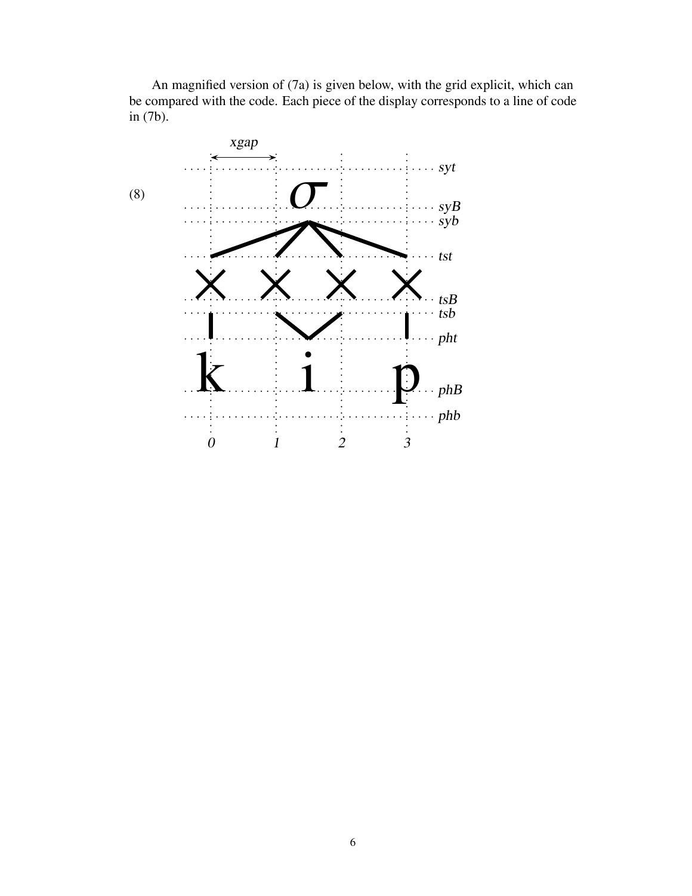An magnified version of (7a) is given below, with the grid explicit, which can be compared with the code. Each piece of the display corresponds to a line of code in (7b).

(8)

*xgap*

σ

*syt*
*syB*
*syb*
*tst*

× × × ×

*tsB*
*tsb*
*pht*

k i p

*phB*
*phb*

*0* *1* *2* *3*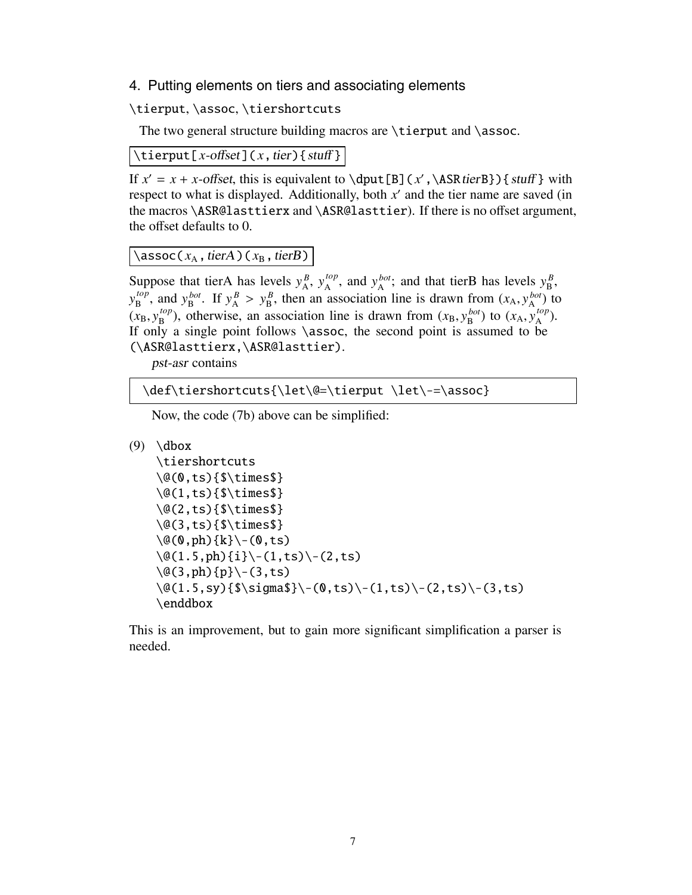## 4. Putting elements on tiers and associating elements

`\tierput`, `\assoc`, `\tiershortcuts`

The two general structure building macros are `\tierput` and `\assoc`.

`\tierput[`*x-offset*`](`*x*`,` *tier*`){`*stuff*`}`

If $x' = x + x$-*offset*, this is equivalent to `\dput[B](`$x'$`,\ASR`*tierB*`}){`*stuff*`}` with respect to what is displayed. Additionally, both $x'$ and the tier name are saved (in the macros `\ASR@lasttierx` and `\ASR@lasttier`). If there is no offset argument, the offset defaults to 0.

`\assoc(`$x_{\mathrm{A}}$`,` *tierA*`)(`$x_{\mathrm{B}}$`,` *tierB*`)`

Suppose that tierA has levels $y_{\mathrm{A}}^{B}$, $y_{\mathrm{A}}^{top}$, and $y_{\mathrm{A}}^{bot}$; and that tierB has levels $y_{\mathrm{B}}^{B}$, $y_{\mathrm{B}}^{top}$, and $y_{\mathrm{B}}^{bot}$. If $y_{\mathrm{A}}^{B} > y_{\mathrm{B}}^{B}$, then an association line is drawn from $(x_{\mathrm{A}}, y_{\mathrm{A}}^{bot})$ to $(x_{\mathrm{B}}, y_{\mathrm{B}}^{top})$, otherwise, an association line is drawn from $(x_{\mathrm{B}}, y_{\mathrm{B}}^{bot})$ to $(x_{\mathrm{A}}, y_{\mathrm{A}}^{top})$. If only a single point follows `\assoc`, the second point is assumed to be `(\ASR@lasttierx,\ASR@lasttier)`.

*pst-asr* contains

```
\def\tiershortcuts{\let\@=\tierput \let\-=\assoc}
```

Now, the code (7b) above can be simplified:

(9)
```
\dbox
\tiershortcuts
\@(0,ts){$\times$}
\@(1,ts){$\times$}
\@(2,ts){$\times$}
\@(3,ts){$\times$}
\@(0,ph){k}\-(0,ts)
\@(1.5,ph){i}\-(1,ts)\-(2,ts)
\@(3,ph){p}\-(3,ts)
\@(1.5,sy){$\sigma$}\-(0,ts)\-(1,ts)\-(2,ts)\-(3,ts)
\enddbox
```

This is an improvement, but to gain more significant simplification a parser is needed.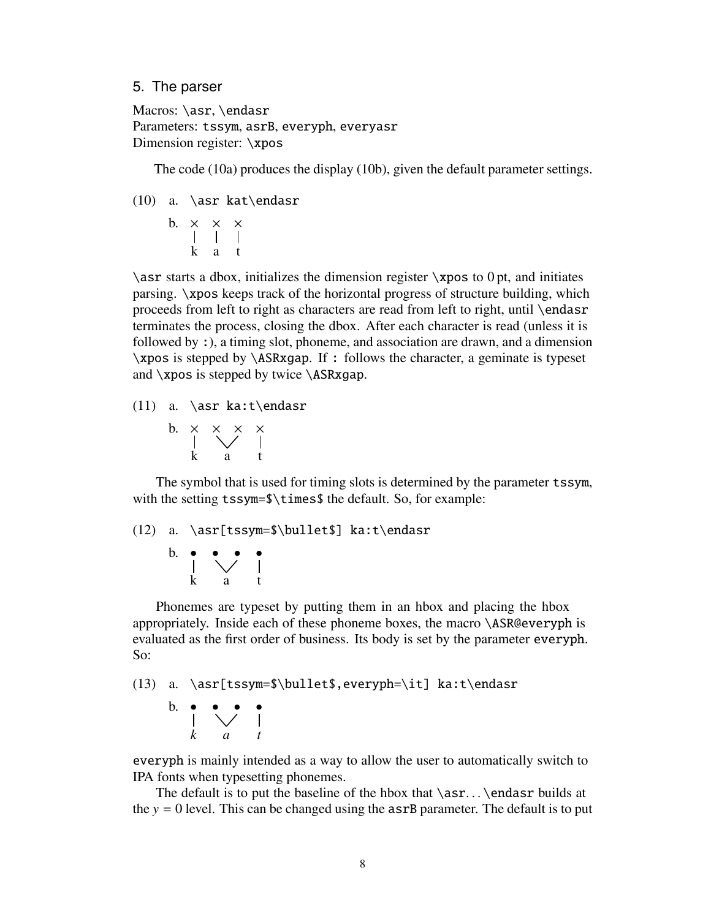## 5. The parser

Macros: `\asr`, `\endasr`
Parameters: `tssym`, `asrB`, `everyph`, `everyasr`
Dimension register: `\xpos`

The code (10a) produces the display (10b), given the default parameter settings.

(10) a. `\asr kat\endasr`

b.
```
×   ×   ×
|   |   |
k   a   t
```

`\asr` starts a dbox, initializes the dimension register `\xpos` to 0 pt, and initiates parsing. `\xpos` keeps track of the horizontal progress of structure building, which proceeds from left to right as characters are read from left to right, until `\endasr` terminates the process, closing the dbox. After each character is read (unless it is followed by `:`), a timing slot, phoneme, and association are drawn, and a dimension `\xpos` is stepped by `\ASRxgap`. If `:` follows the character, a geminate is typeset and `\xpos` is stepped by twice `\ASRxgap`.

(11) a. `\asr ka:t\endasr`

b.
```
×   ×   ×   ×
|    \ /    |
k     a     t
```

The symbol that is used for timing slots is determined by the parameter `tssym`, with the setting `tssym=$\times$` the default. So, for example:

(12) a. `\asr[tssym=$\bullet$] ka:t\endasr`

b.
```
•   •   •   •
|    \ /    |
k     a     t
```

Phonemes are typeset by putting them in an hbox and placing the hbox appropriately. Inside each of these phoneme boxes, the macro `\ASR@everyph` is evaluated as the first order of business. Its body is set by the parameter `everyph`. So:

(13) a. `\asr[tssym=$\bullet$,everyph=\it] ka:t\endasr`

b.
```
•   •   •   •
|    \ /    |
k     a     t
```
(with *k*, *a*, *t* in italics)

`everyph` is mainly intended as a way to allow the user to automatically switch to IPA fonts when typesetting phonemes.

The default is to put the baseline of the hbox that `\asr`...`\endasr` builds at the $y = 0$ level. This can be changed using the `asrB` parameter. The default is to put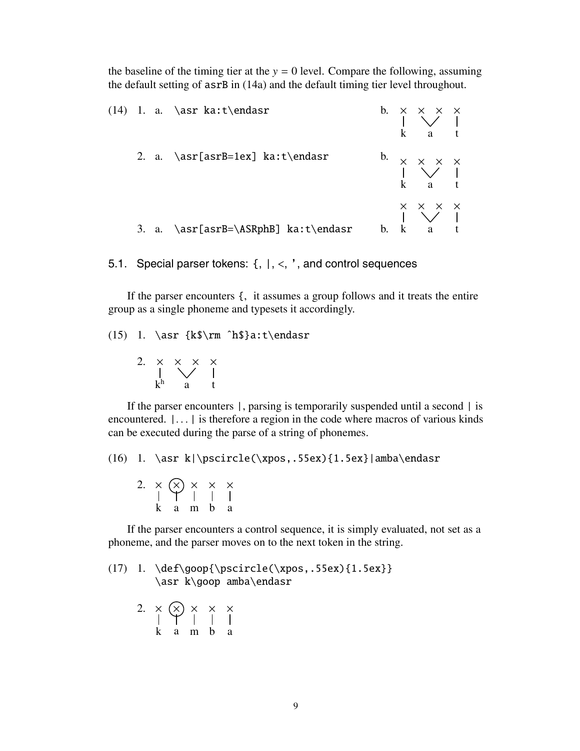the baseline of the timing tier at the $y = 0$ level. Compare the following, assuming the default setting of asrB in (14a) and the default timing tier level throughout.

(14) 1. a. `\asr ka:t\endasr`

   b. × × × ×  
   k a t

2. a. `\asr[asrB=1ex] ka:t\endasr`

   b. × × × ×  
   k a t

3. a. `\asr[asrB=\ASRphB] ka:t\endasr`

   b. × × × ×  
   k a t

## 5.1. Special parser tokens: {, |, <, ', and control sequences

If the parser encounters {, it assumes a group follows and it treats the entire group as a single phoneme and typesets it accordingly.

(15) 1. `\asr {k$\rm ^h$}a:t\endasr`

2. × × × ×  
   $k^h$ a t

If the parser encounters |, parsing is temporarily suspended until a second | is encountered. |...| is therefore a region in the code where macros of various kinds can be executed during the parse of a string of phonemes.

(16) 1. `\asr k|\pscircle(\xpos,.55ex){1.5ex}|amba\endasr`

2. × (×) × × ×  
   k a m b a

If the parser encounters a control sequence, it is simply evaluated, not set as a phoneme, and the parser moves on to the next token in the string.

(17) 1.
```
\def\goop{\pscircle(\xpos,.55ex){1.5ex}}
\asr k\goop amba\endasr
```

2. × (×) × × ×  
   k a m b a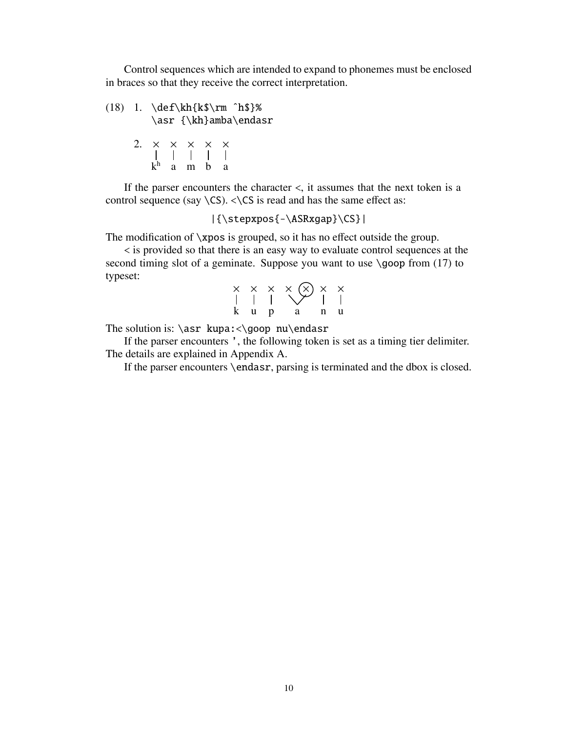Control sequences which are intended to expand to phonemes must be enclosed in braces so that they receive the correct interpretation.

(18) 1.
```
\def\kh{k$\rm ^h$}%
\asr {\kh}amba\endasr
```

2.
```
×   ×   ×   ×   ×
|   |   |   |   |
kʰ  a   m   b   a
```

If the parser encounters the character <, it assumes that the next token is a control sequence (say `\CS`). <`\CS` is read and has the same effect as:

```
|{\stepxpos{-\ASRxgap}\CS}|
```

The modification of `\xpos` is grouped, so it has no effect outside the group.

< is provided so that there is an easy way to evaluate control sequences at the second timing slot of a geminate. Suppose you want to use `\goop` from (17) to typeset:

```
×   ×   ×   ×  (×)  ×   ×
|   |   |    \ /    |   |
k   u   p     a     n   u
```

The solution is: `\asr kupa:<\goop nu\endasr`

If the parser encounters `'`, the following token is set as a timing tier delimiter. The details are explained in Appendix A.

If the parser encounters `\endasr`, parsing is terminated and the dbox is closed.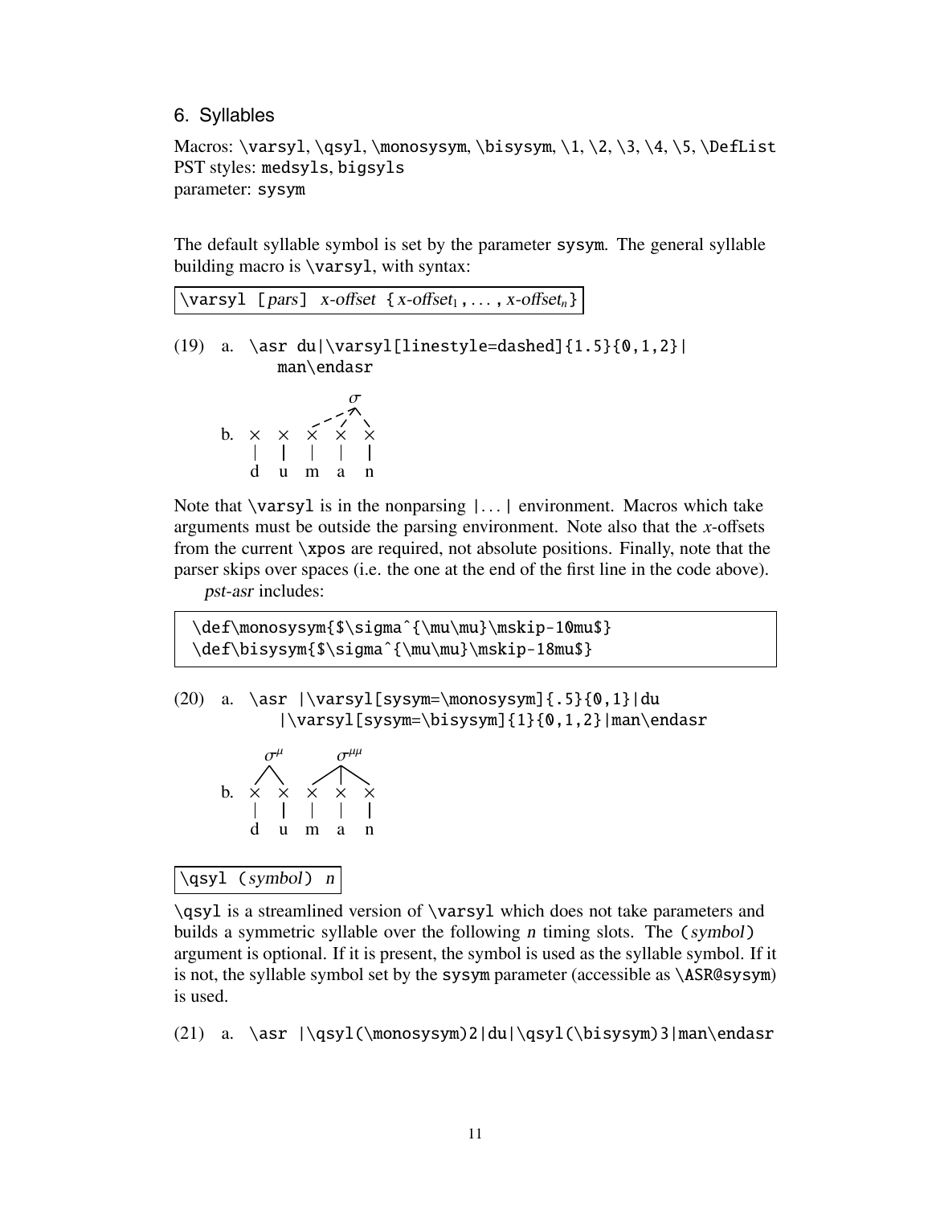## 6. Syllables

Macros: `\varsyl`, `\qsyl`, `\monosysym`, `\bisysym`, `\1`, `\2`, `\3`, `\4`, `\5`, `\DefList`
PST styles: `medsyls`, `bigsyls`
parameter: `sysym`

The default syllable symbol is set by the parameter `sysym`. The general syllable building macro is `\varsyl`, with syntax:

```
\varsyl [pars] x-offset {x-offset_1, ..., x-offset_n}
```

(19) a.
```
\asr du|\varsyl[linestyle=dashed]{1.5}{0,1,2}|
    man\endasr
```

b. [diagram: × × × × × over d u m a n, with σ dashed-linked to the last three ×]

Note that `\varsyl` is in the nonparsing `|...|` environment. Macros which take arguments must be outside the parsing environment. Note also that the *x*-offsets from the current `\xpos` are required, not absolute positions. Finally, note that the parser skips over spaces (i.e. the one at the end of the first line in the code above).

*pst-asr* includes:

```
\def\monosysym{$\sigma^{\mu\mu}\mskip-10mu$}
\def\bisysym{$\sigma^{\mu\mu}\mskip-18mu$}
```

(20) a.
```
\asr |\varsyl[sysym=\monosysym]{.5}{0,1}|du
    |\varsyl[sysym=\bisysym]{1}{0,1,2}|man\endasr
```

b. [diagram: $\sigma^{\mu}$ over × × (d u), $\sigma^{\mu\mu}$ over × × × (m a n)]

```
\qsyl (symbol) n
```

`\qsyl` is a streamlined version of `\varsyl` which does not take parameters and builds a symmetric syllable over the following *n* timing slots. The `(symbol)` argument is optional. If it is present, the symbol is used as the syllable symbol. If it is not, the syllable symbol set by the `sysym` parameter (accessible as `\ASR@sysym`) is used.

(21) a.
```
\asr |\qsyl(\monosysym)2|du|\qsyl(\bisysym)3|man\endasr
```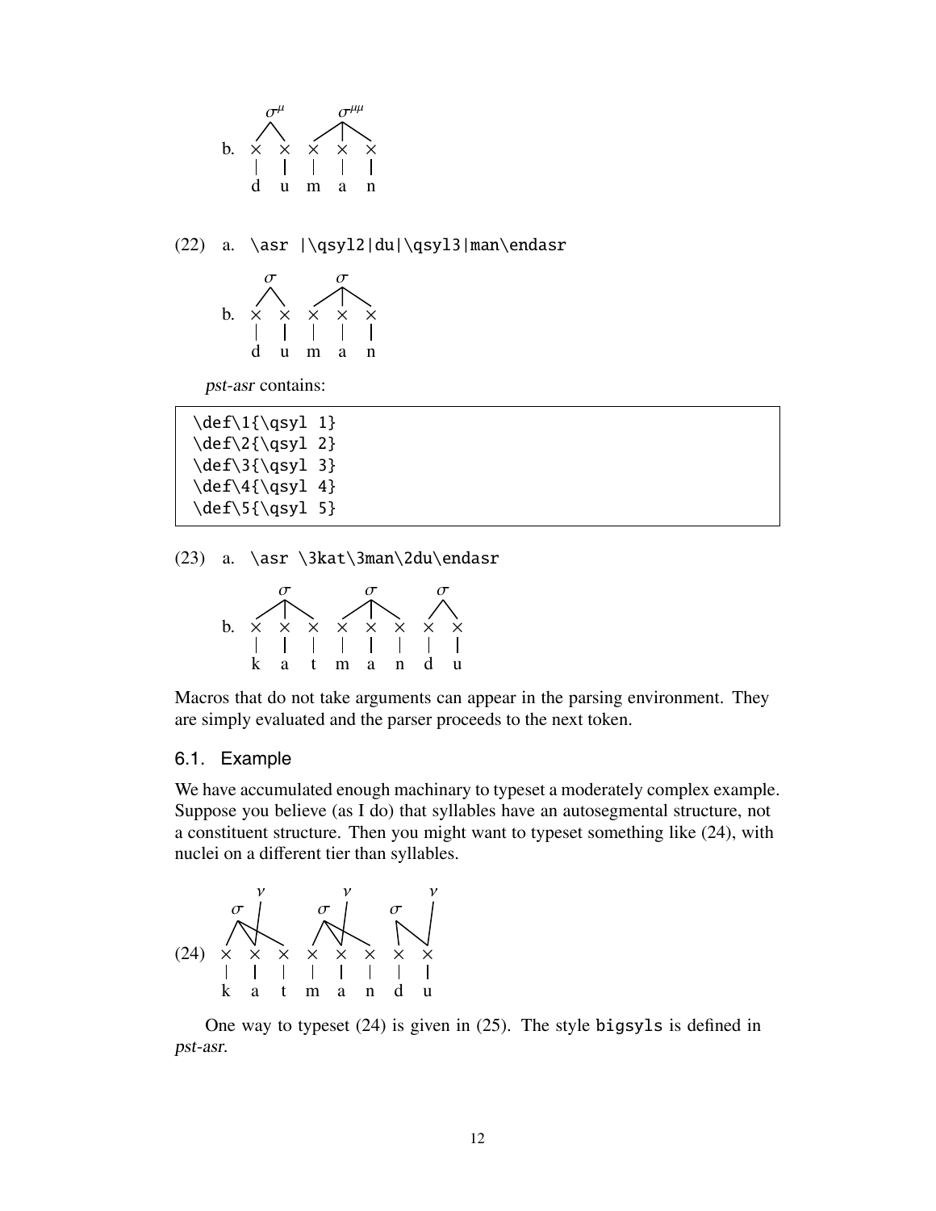b. (diagram: $\sigma^{\mu}$ over d u; $\sigma^{\mu\mu}$ over m a n)

(22) a. `\asr |\qsyl2|du|\qsyl3|man\endasr`

b. (diagram: $\sigma$ over d u; $\sigma$ over m a n)

*pst-asr* contains:

```
\def\1{\qsyl 1}
\def\2{\qsyl 2}
\def\3{\qsyl 3}
\def\4{\qsyl 4}
\def\5{\qsyl 5}
```

(23) a. `\asr \3kat\3man\2du\endasr`

b. (diagram: $\sigma$ over k a t; $\sigma$ over m a n; $\sigma$ over d u)

Macros that do not take arguments can appear in the parsing environment. They are simply evaluated and the parser proceeds to the next token.

### 6.1. Example

We have accumulated enough machinary to typeset a moderately complex example. Suppose you believe (as I do) that syllables have an autosegmental structure, not a constituent structure. Then you might want to typeset something like (24), with nuclei on a different tier than syllables.

(24) (diagram: k a t m a n d u with $\sigma$ and $\nu$ tiers)

One way to typeset (24) is given in (25). The style `bigsyls` is defined in *pst-asr*.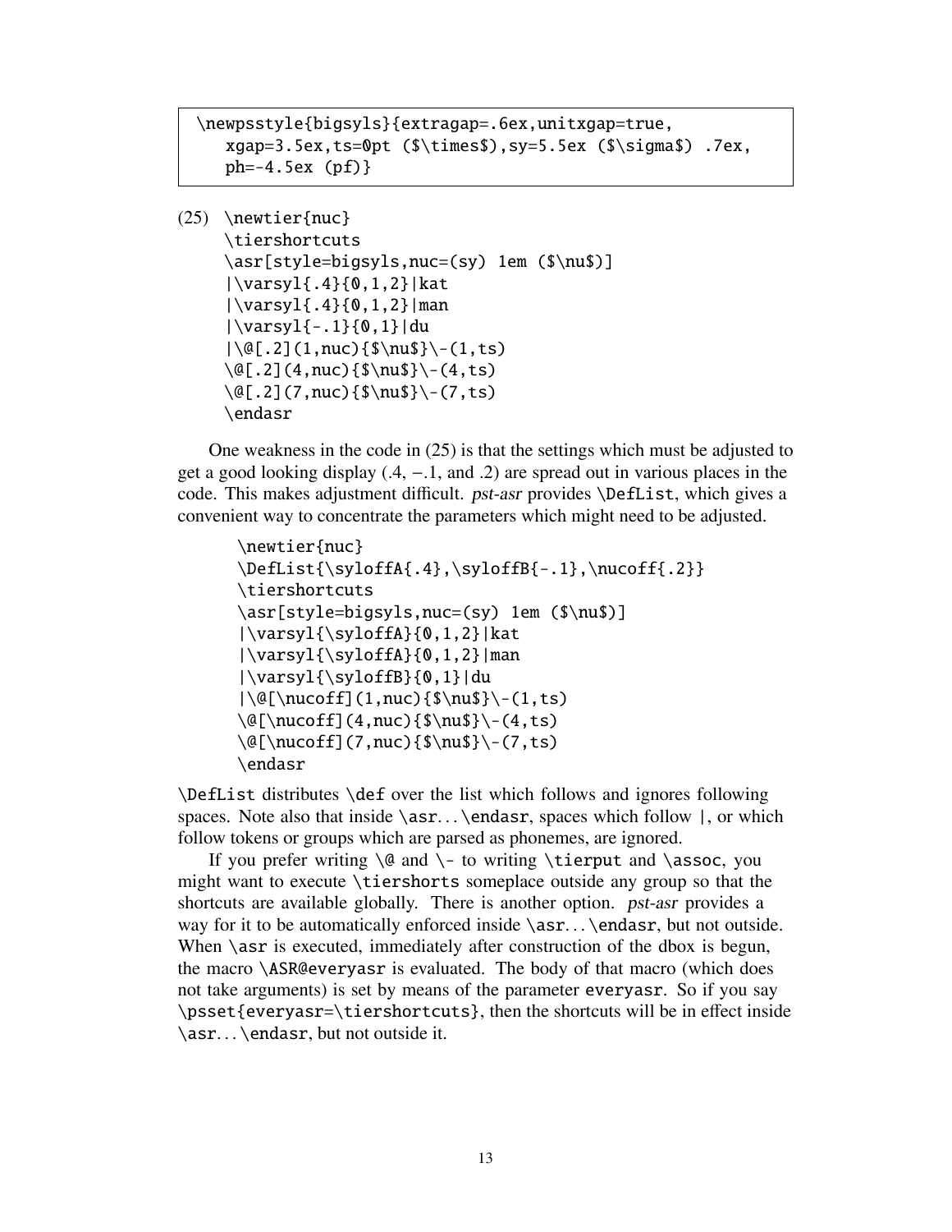```
\newpsstyle{bigsyls}{extragap=.6ex,unitxgap=true,
   xgap=3.5ex,ts=0pt ($\times$),sy=5.5ex ($\sigma$) .7ex,
   ph=-4.5ex (pf)}
```

(25)
```
\newtier{nuc}
\tiershortcuts
\asr[style=bigsyls,nuc=(sy) 1em ($\nu$)]
|\varsyl{.4}{0,1,2}|kat
|\varsyl{.4}{0,1,2}|man
|\varsyl{-.1}{0,1}|du
|\@[.2](1,nuc){$\nu$}\-(1,ts)
\@[.2](4,nuc){$\nu$}\-(4,ts)
\@[.2](7,nuc){$\nu$}\-(7,ts)
\endasr
```

One weakness in the code in (25) is that the settings which must be adjusted to get a good looking display (.4, −.1, and .2) are spread out in various places in the code. This makes adjustment difficult. *pst-asr* provides `\DefList`, which gives a convenient way to concentrate the parameters which might need to be adjusted.

```
\newtier{nuc}
\DefList{\syloffA{.4},\syloffB{-.1},\nucoff{.2}}
\tiershortcuts
\asr[style=bigsyls,nuc=(sy) 1em ($\nu$)]
|\varsyl{\syloffA}{0,1,2}|kat
|\varsyl{\syloffA}{0,1,2}|man
|\varsyl{\syloffB}{0,1}|du
|\@[\nucoff](1,nuc){$\nu$}\-(1,ts)
\@[\nucoff](4,nuc){$\nu$}\-(4,ts)
\@[\nucoff](7,nuc){$\nu$}\-(7,ts)
\endasr
```

`\DefList` distributes `\def` over the list which follows and ignores following spaces. Note also that inside `\asr`...`\endasr`, spaces which follow `|`, or which follow tokens or groups which are parsed as phonemes, are ignored.

If you prefer writing `\@` and `\-` to writing `\tierput` and `\assoc`, you might want to execute `\tiershorts` someplace outside any group so that the shortcuts are available globally. There is another option. *pst-asr* provides a way for it to be automatically enforced inside `\asr`...`\endasr`, but not outside. When `\asr` is executed, immediately after construction of the dbox is begun, the macro `\ASR@everyasr` is evaluated. The body of that macro (which does not take arguments) is set by means of the parameter `everyasr`. So if you say `\psset{everyasr=\tiershortcuts}`, then the shortcuts will be in effect inside `\asr`...`\endasr`, but not outside it.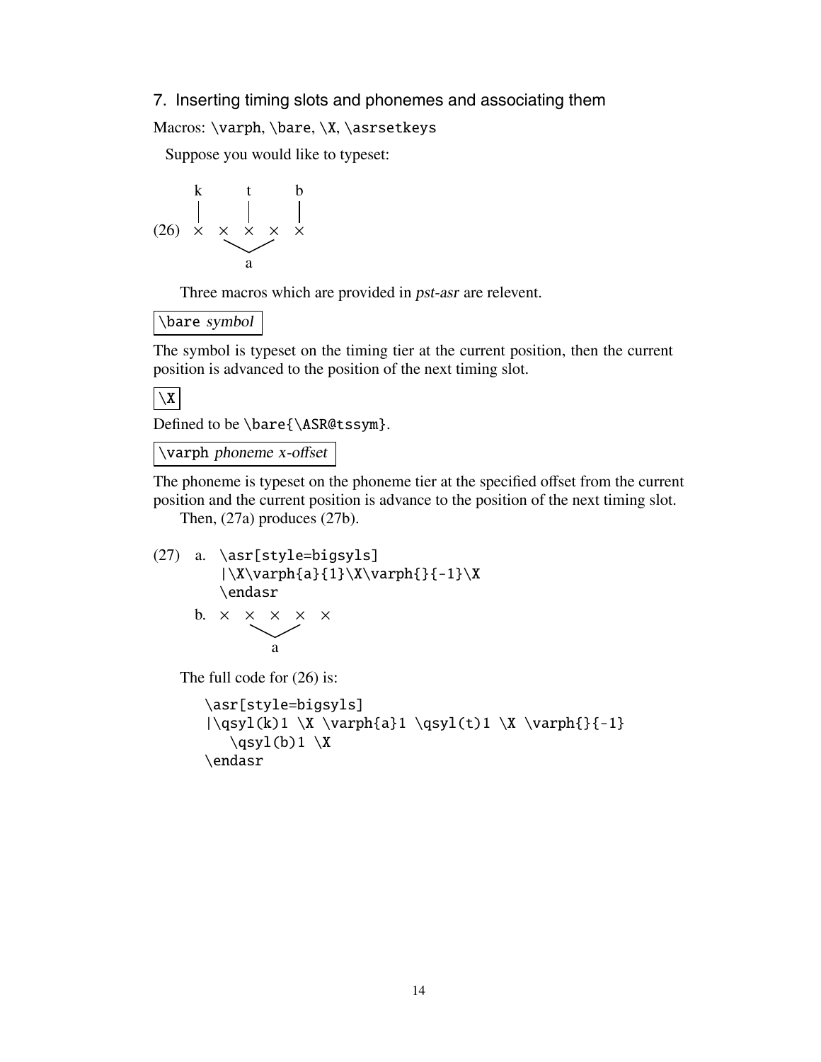## 7. Inserting timing slots and phonemes and associating them

Macros: `\varph`, `\bare`, `\X`, `\asrsetkeys`

Suppose you would like to typeset:

```
       k       t       b
       |       |       |
(26)   ×   ×   ×   ×   ×
            \_____/
               a
```

Three macros which are provided in *pst-asr* are relevent.

`\bare` *symbol*

The symbol is typeset on the timing tier at the current position, then the current position is advanced to the position of the next timing slot.

`\X`

Defined to be `\bare{\ASR@tssym}`.

`\varph` *phoneme x-offset*

The phoneme is typeset on the phoneme tier at the specified offset from the current position and the current position is advance to the position of the next timing slot.

Then, (27a) produces (27b).

(27) a.
```
\asr[style=bigsyls]
|\X\varph{a}{1}\X\varph{}{-1}\X
\endasr
```

b.
```
×   ×   ×   ×   ×
     \_____/
        a
```

The full code for (26) is:

```
\asr[style=bigsyls]
|\qsyl(k)1 \X \varph{a}1 \qsyl(t)1 \X \varph{}{-1}
   \qsyl(b)1 \X
\endasr
```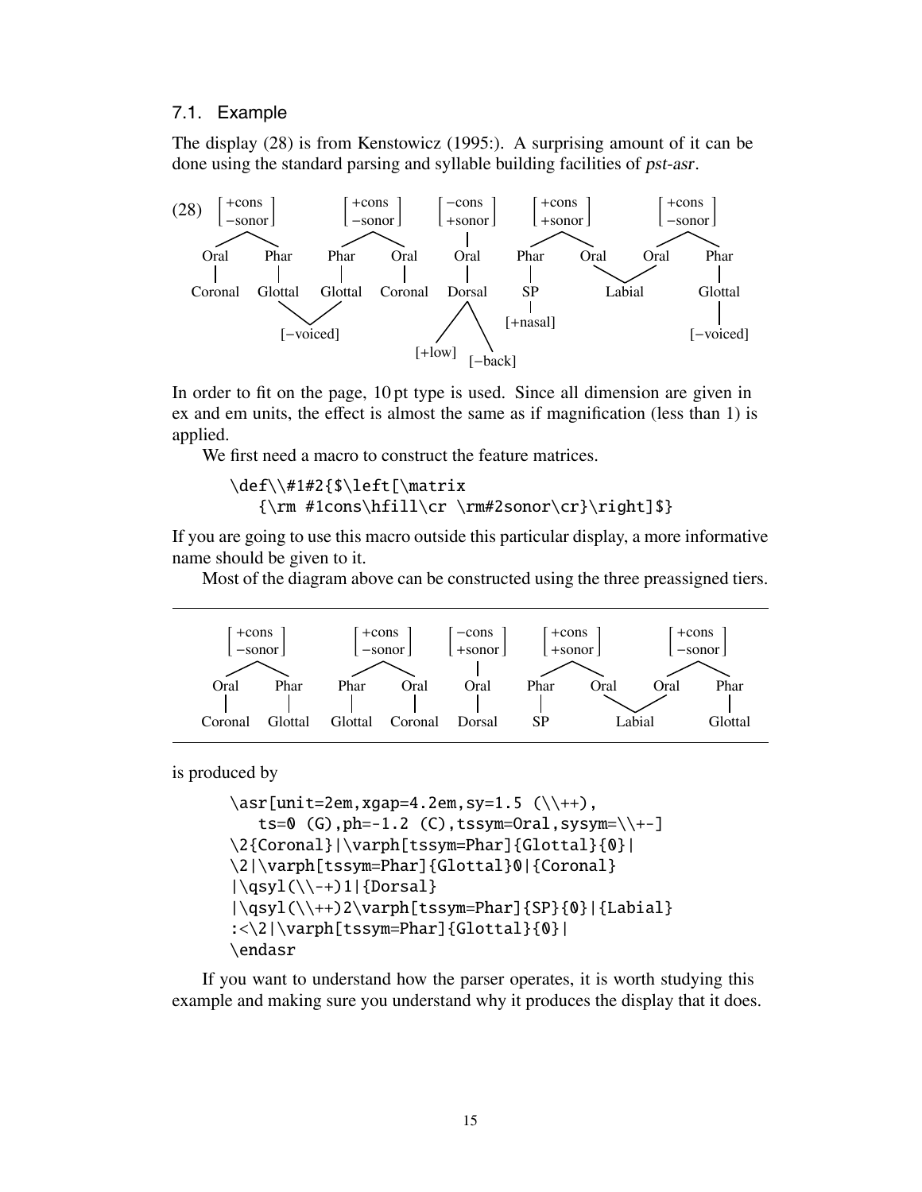### 7.1. Example

The display (28) is from Kenstowicz (1995:). A surprising amount of it can be done using the standard parsing and syllable building facilities of *pst-asr*.

(28) [+cons −sonor] [+cons −sonor] [−cons +sonor] [+cons +sonor] [+cons −sonor]

Oral Phar Phar Oral Oral Phar Oral Oral Phar

Coronal Glottal Glottal Coronal Dorsal SP Labial Glottal

[−voiced] [+nasal] [−voiced]

[+low] [−back]

In order to fit on the page, 10 pt type is used. Since all dimension are given in ex and em units, the effect is almost the same as if magnification (less than 1) is applied.

We first need a macro to construct the feature matrices.

```
\def\\#1#2{$\left[\matrix
   {\rm #1cons\hfill\cr \rm#2sonor\cr}\right]$}
```

If you are going to use this macro outside this particular display, a more informative name should be given to it.

Most of the diagram above can be constructed using the three preassigned tiers.

[+cons −sonor] [+cons −sonor] [−cons +sonor] [+cons +sonor] [+cons −sonor]

Oral Phar Phar Oral Oral Phar Oral Oral Phar

Coronal Glottal Glottal Coronal Dorsal SP Labial Glottal

is produced by

```
\asr[unit=2em,xgap=4.2em,sy=1.5 (\\++),
   ts=0 (G),ph=-1.2 (C),tssym=Oral,sysym=\\+-]
\2{Coronal}|\varph[tssym=Phar]{Glottal}{0}|
\2|\varph[tssym=Phar]{Glottal}0|{Coronal}
|\qsyl(\\-+)1|{Dorsal}
|\qsyl(\\++)2\varph[tssym=Phar]{SP}{0}|{Labial}
:<\2|\varph[tssym=Phar]{Glottal}{0}|
\endasr
```

If you want to understand how the parser operates, it is worth studying this example and making sure you understand why it produces the display that it does.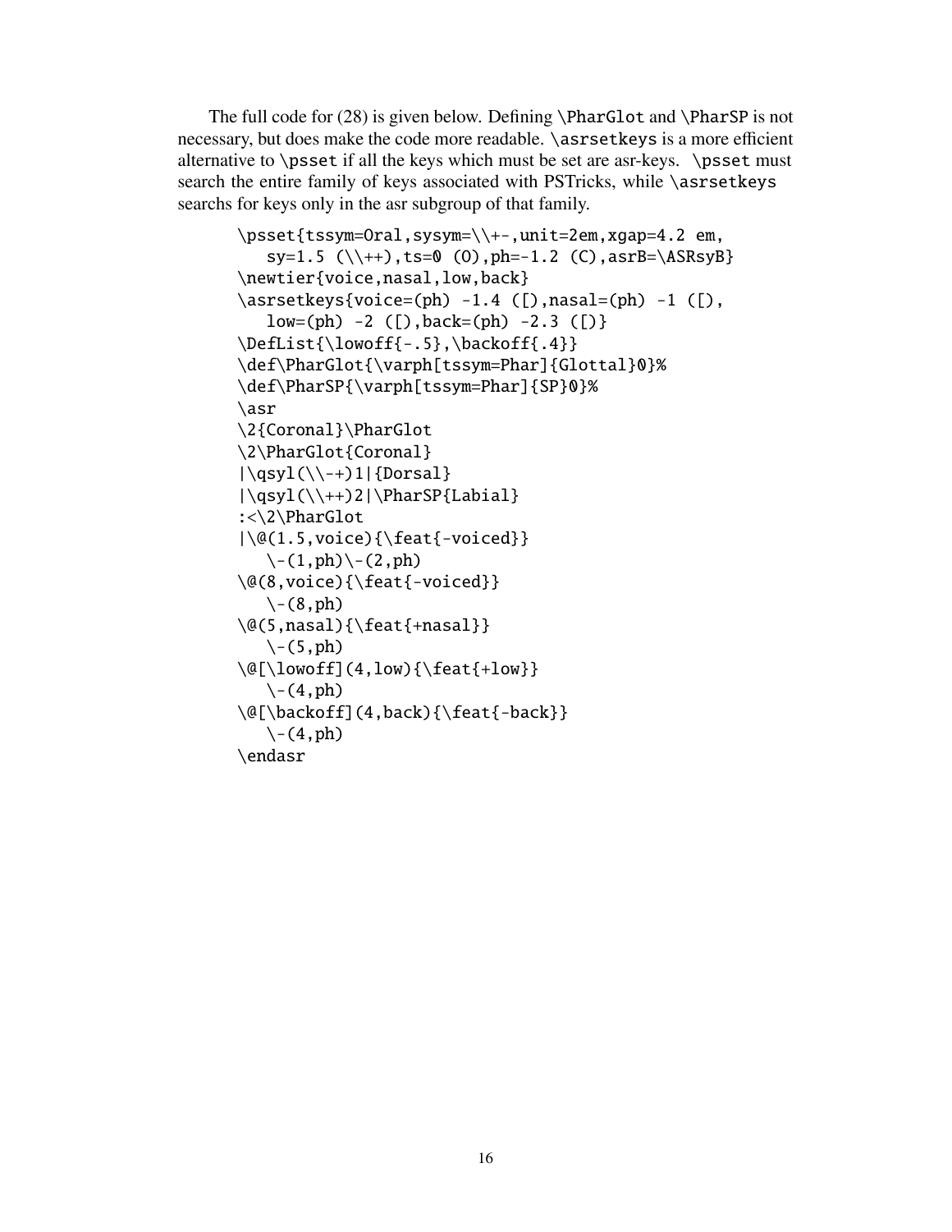The full code for (28) is given below. Defining `\PharGlot` and `\PharSP` is not necessary, but does make the code more readable. `\asrsetkeys` is a more efficient alternative to `\psset` if all the keys which must be set are asr-keys. `\psset` must search the entire family of keys associated with PSTricks, while `\asrsetkeys` searchs for keys only in the asr subgroup of that family.

```
\psset{tssym=Oral,sysym=\\+-,unit=2em,xgap=4.2 em,
   sy=1.5 (\\++),ts=0 (O),ph=-1.2 (C),asrB=\ASRsyB}
\newtier{voice,nasal,low,back}
\asrsetkeys{voice=(ph) -1.4 ([),nasal=(ph) -1 ([),
   low=(ph) -2 ([),back=(ph) -2.3 ([)}
\DefList{\lowoff{-.5},\backoff{.4}}
\def\PharGlot{\varph[tssym=Phar]{Glottal}0}%
\def\PharSP{\varph[tssym=Phar]{SP}0}%
\asr
\2{Coronal}\PharGlot
\2\PharGlot{Coronal}
|\qsyl(\\-+)1|{Dorsal}
|\qsyl(\\++)2|\PharSP{Labial}
:<\2\PharGlot
|\@(1.5,voice){\feat{-voiced}}
   \-(1,ph)\-(2,ph)
\@(8,voice){\feat{-voiced}}
   \-(8,ph)
\@(5,nasal){\feat{+nasal}}
   \-(5,ph)
\@[\lowoff](4,low){\feat{+low}}
   \-(4,ph)
\@[\backoff](4,back){\feat{-back}}
   \-(4,ph)
\endasr
```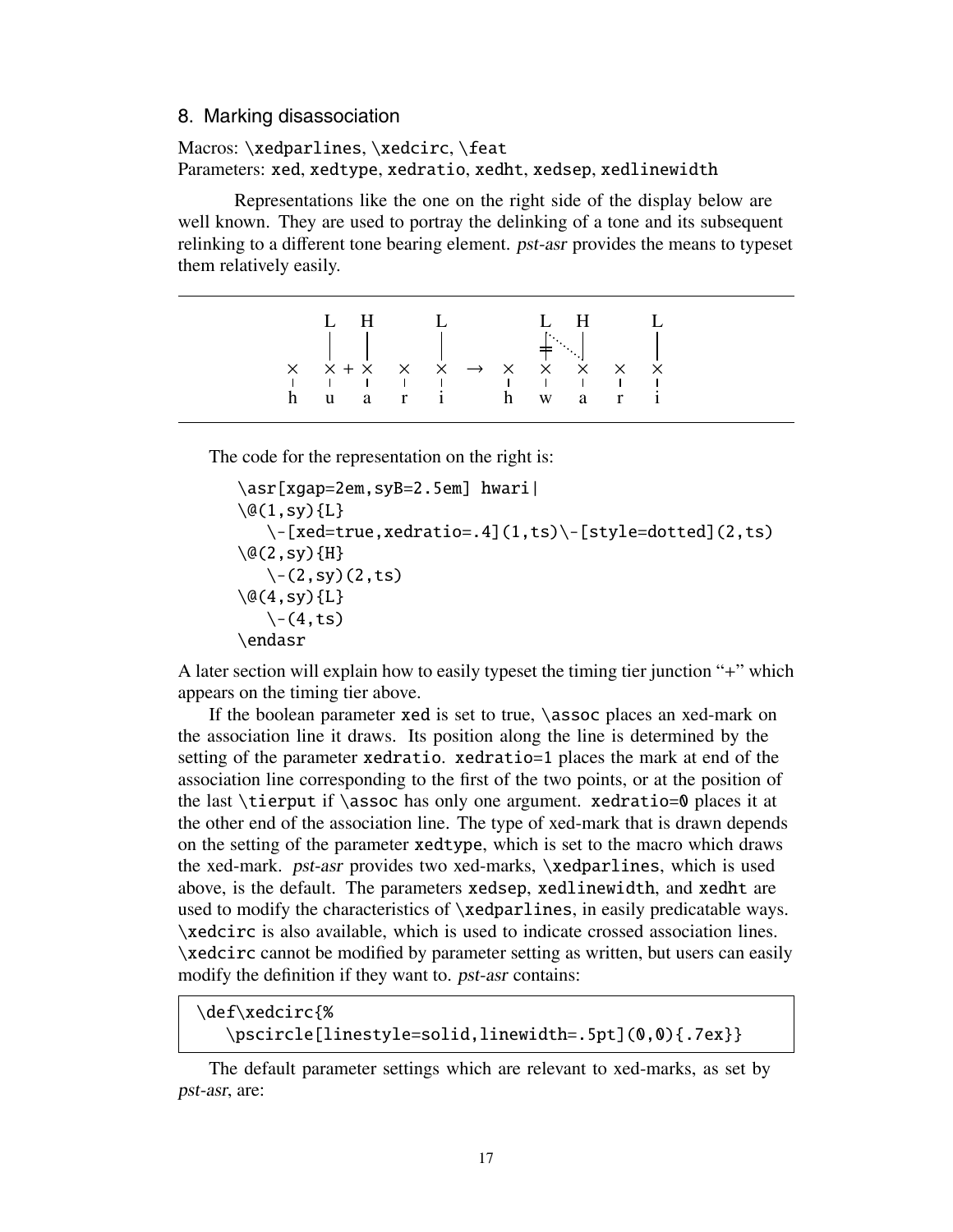## 8. Marking disassociation

Macros: `\xedparlines`, `\xedcirc`, `\feat`
Parameters: `xed`, `xedtype`, `xedratio`, `xedht`, `xedsep`, `xedlinewidth`

Representations like the one on the right side of the display below are well known. They are used to portray the delinking of a tone and its subsequent relinking to a different tone bearing element. *pst-asr* provides the means to typeset them relatively easily.

```
      L   H      L            L   H        L
      |   |      |            ≠.  |        |
  ×   × + ×  ×   ×    →   ×   ×   ×    ×   ×
  |   |   |  |   |        |   |   |    |   |
  h   u   a  r   i        h   w   a    r   i
```

The code for the representation on the right is:

```
\asr[xgap=2em,syB=2.5em] hwari|
\@(1,sy){L}
   \-[xed=true,xedratio=.4](1,ts)\-[style=dotted](2,ts)
\@(2,sy){H}
   \-(2,sy)(2,ts)
\@(4,sy){L}
   \-(4,ts)
\endasr
```

A later section will explain how to easily typeset the timing tier junction "+" which appears on the timing tier above.

If the boolean parameter `xed` is set to true, `\assoc` places an xed-mark on the association line it draws. Its position along the line is determined by the setting of the parameter `xedratio`. `xedratio=1` places the mark at end of the association line corresponding to the first of the two points, or at the position of the last `\tierput` if `\assoc` has only one argument. `xedratio=0` places it at the other end of the association line. The type of xed-mark that is drawn depends on the setting of the parameter `xedtype`, which is set to the macro which draws the xed-mark. *pst-asr* provides two xed-marks, `\xedparlines`, which is used above, is the default. The parameters `xedsep`, `xedlinewidth`, and `xedht` are used to modify the characteristics of `\xedparlines`, in easily predicatable ways. `\xedcirc` is also available, which is used to indicate crossed association lines. `\xedcirc` cannot be modified by parameter setting as written, but users can easily modify the definition if they want to. *pst-asr* contains:

```
\def\xedcirc{%
   \pscircle[linestyle=solid,linewidth=.5pt](0,0){.7ex}}
```

The default parameter settings which are relevant to xed-marks, as set by *pst-asr*, are: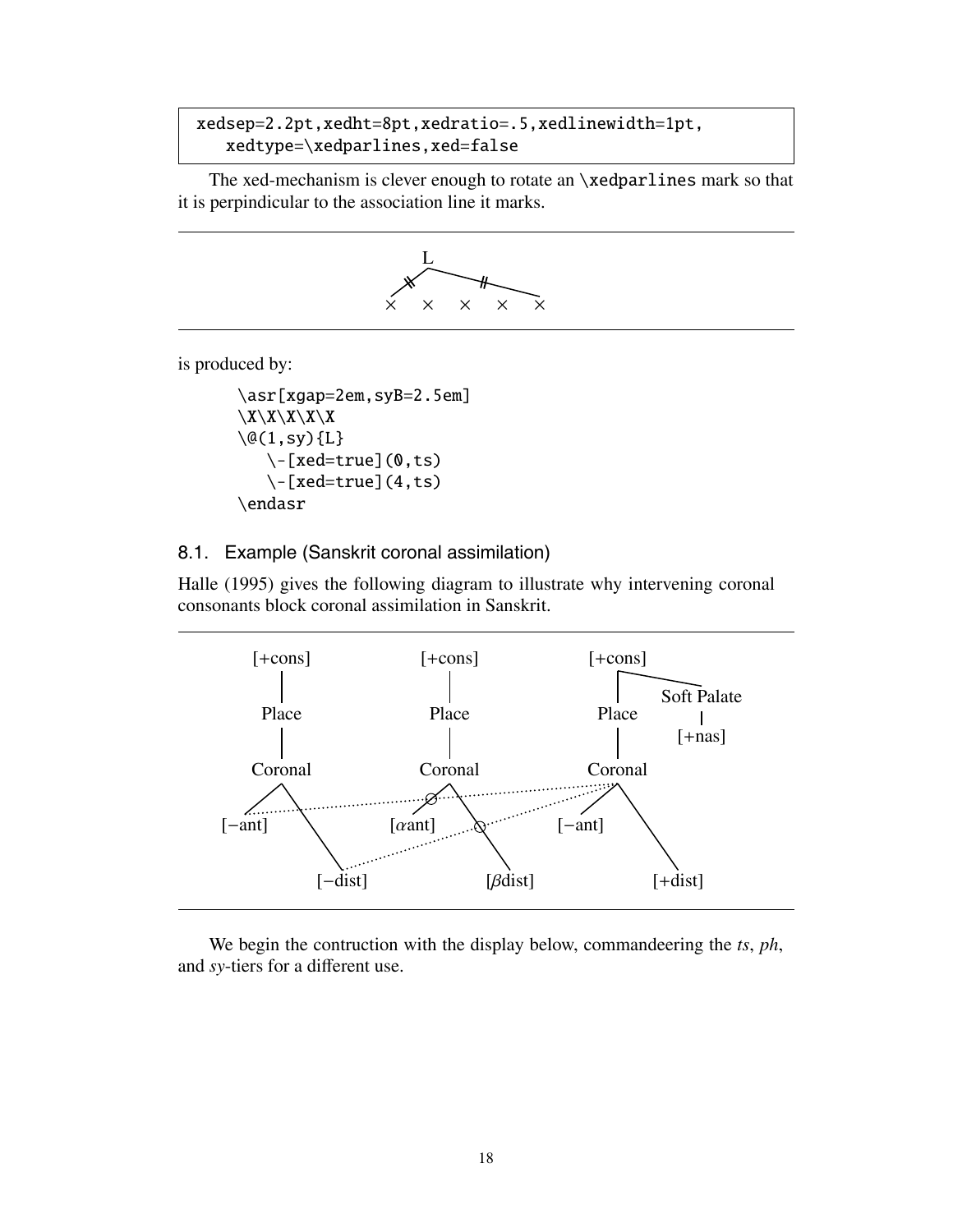```
xedsep=2.2pt,xedht=8pt,xedratio=.5,xedlinewidth=1pt,
   xedtype=\xedparlines,xed=false
```

The xed-mechanism is clever enough to rotate an `\xedparlines` mark so that it is perpindicular to the association line it marks.

is produced by:

```
\asr[xgap=2em,syB=2.5em]
\X\X\X\X\X
\@(1,sy){L}
   \-[xed=true](0,ts)
   \-[xed=true](4,ts)
\endasr
```

## 8.1. Example (Sanskrit coronal assimilation)

Halle (1995) gives the following diagram to illustrate why intervening coronal consonants block coronal assimilation in Sanskrit.

We begin the contruction with the display below, commandeering the *ts*, *ph*, and *sy*-tiers for a different use.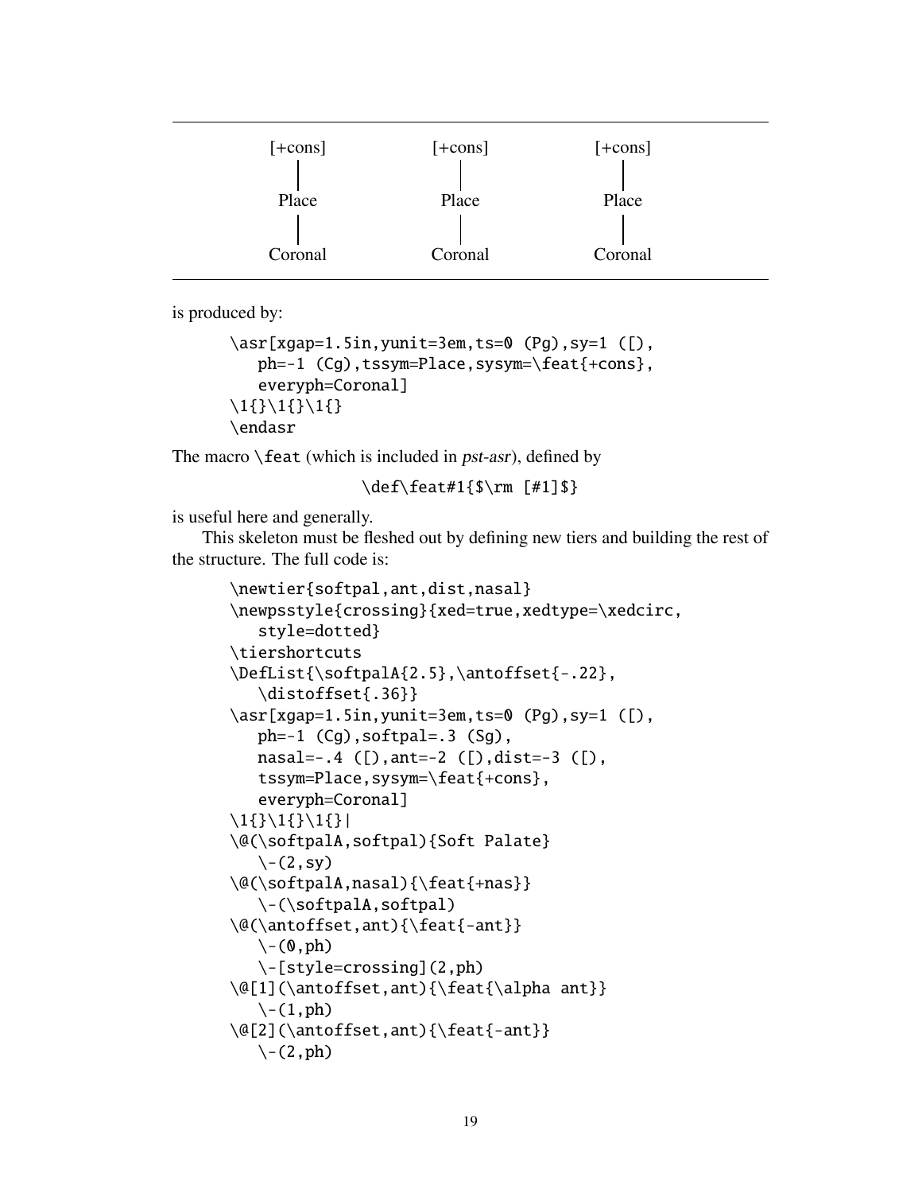| [+cons] | [+cons] | [+cons] |
|---|---|---|
| \| | \| | \| |
| Place | Place | Place |
| \| | \| | \| |
| Coronal | Coronal | Coronal |

is produced by:

```
\asr[xgap=1.5in,yunit=3em,ts=0 (Pg),sy=1 ([),
   ph=-1 (Cg),tssym=Place,sysym=\feat{+cons},
   everyph=Coronal]
\1{}\1{}\1{}
\endasr
```

The macro `\feat` (which is included in *pst-asr*), defined by

```
\def\feat#1{$\rm [#1]$}
```

is useful here and generally.

This skeleton must be fleshed out by defining new tiers and building the rest of the structure. The full code is:

```
\newtier{softpal,ant,dist,nasal}
\newpsstyle{crossing}{xed=true,xedtype=\xedcirc,
   style=dotted}
\tiershortcuts
\DefList{\softpalA{2.5},\antoffset{-.22},
   \distoffset{.36}}
\asr[xgap=1.5in,yunit=3em,ts=0 (Pg),sy=1 ([),
   ph=-1 (Cg),softpal=.3 (Sg),
   nasal=-.4 ([),ant=-2 ([),dist=-3 ([),
   tssym=Place,sysym=\feat{+cons},
   everyph=Coronal]
\1{}\1{}\1{}|
\@(\softpalA,softpal){Soft Palate}
   \-(2,sy)
\@(\softpalA,nasal){\feat{+nas}}
   \-(\softpalA,softpal)
\@(\antoffset,ant){\feat{-ant}}
   \-(0,ph)
   \-[style=crossing](2,ph)
\@[1](\antoffset,ant){\feat{\alpha ant}}
   \-(1,ph)
\@[2](\antoffset,ant){\feat{-ant}}
   \-(2,ph)
```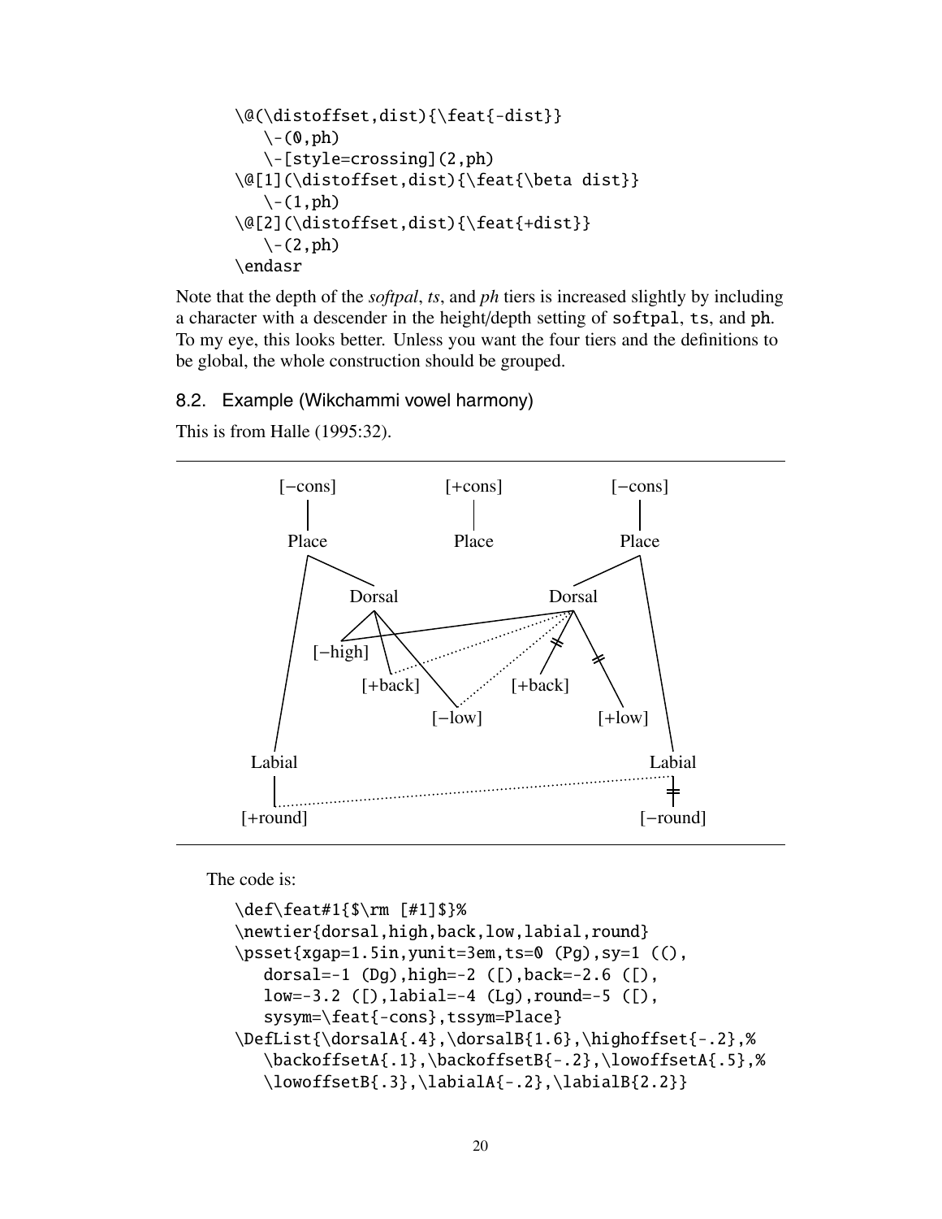```
\@(\distoffset,dist){\feat{-dist}}
   \-(0,ph)
   \-[style=crossing](2,ph)
\@[1](\distoffset,dist){\feat{\beta dist}}
   \-(1,ph)
\@[2](\distoffset,dist){\feat{+dist}}
   \-(2,ph)
\endasr
```

Note that the depth of the *softpal*, *ts*, and *ph* tiers is increased slightly by including a character with a descender in the height/depth setting of softpal, ts, and ph. To my eye, this looks better. Unless you want the four tiers and the definitions to be global, the whole construction should be grouped.

## 8.2. Example (Wikchammi vowel harmony)

This is from Halle (1995:32).

The code is:

```
\def\feat#1{$\rm [#1]$}%
\newtier{dorsal,high,back,low,labial,round}
\psset{xgap=1.5in,yunit=3em,ts=0 (Pg),sy=1 ((),
   dorsal=-1 (Dg),high=-2 ([),back=-2.6 ([),
   low=-3.2 ([),labial=-4 (Lg),round=-5 ([),
   sysym=\feat{-cons},tssym=Place}
\DefList{\dorsalA{.4},\dorsalB{1.6},\highoffset{-.2},%
   \backoffsetA{.1},\backoffsetB{-.2},\lowoffsetA{.5},%
   \lowoffsetB{.3},\labialA{-.2},\labialB{2.2}}
```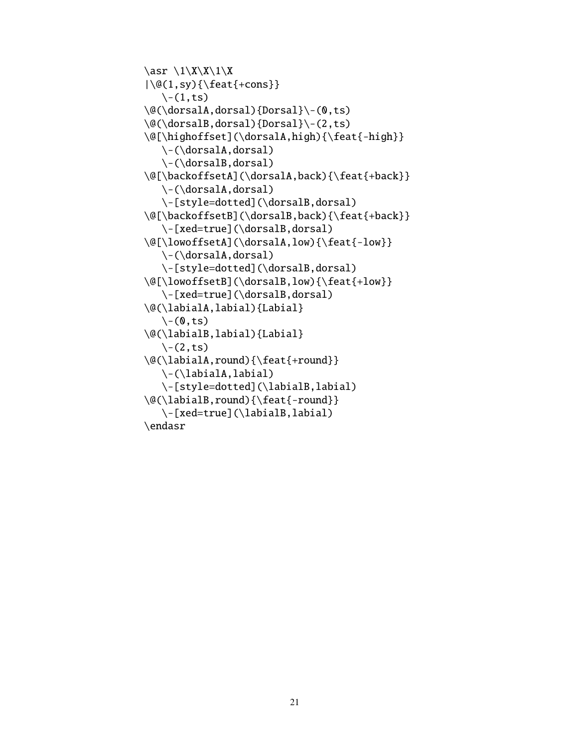```
\asr \1\X\X\1\X
|\@(1,sy){\feat{+cons}}
   \-(1,ts)
\@(\dorsalA,dorsal){Dorsal}\-(0,ts)
\@(\dorsalB,dorsal){Dorsal}\-(2,ts)
\@[\highoffset](\dorsalA,high){\feat{-high}}
   \-(\dorsalA,dorsal)
   \-(\dorsalB,dorsal)
\@[\backoffsetA](\dorsalA,back){\feat{+back}}
   \-(\dorsalA,dorsal)
   \-[style=dotted](\dorsalB,dorsal)
\@[\backoffsetB](\dorsalB,back){\feat{+back}}
   \-[xed=true](\dorsalB,dorsal)
\@[\lowoffsetA](\dorsalA,low){\feat{-low}}
   \-(\dorsalA,dorsal)
   \-[style=dotted](\dorsalB,dorsal)
\@[\lowoffsetB](\dorsalB,low){\feat{+low}}
   \-[xed=true](\dorsalB,dorsal)
\@(\labialA,labial){Labial}
   \-(0,ts)
\@(\labialB,labial){Labial}
   \-(2,ts)
\@(\labialA,round){\feat{+round}}
   \-(\labialA,labial)
   \-[style=dotted](\labialB,labial)
\@(\labialB,round){\feat{-round}}
   \-[xed=true](\labialB,labial)
\endasr
```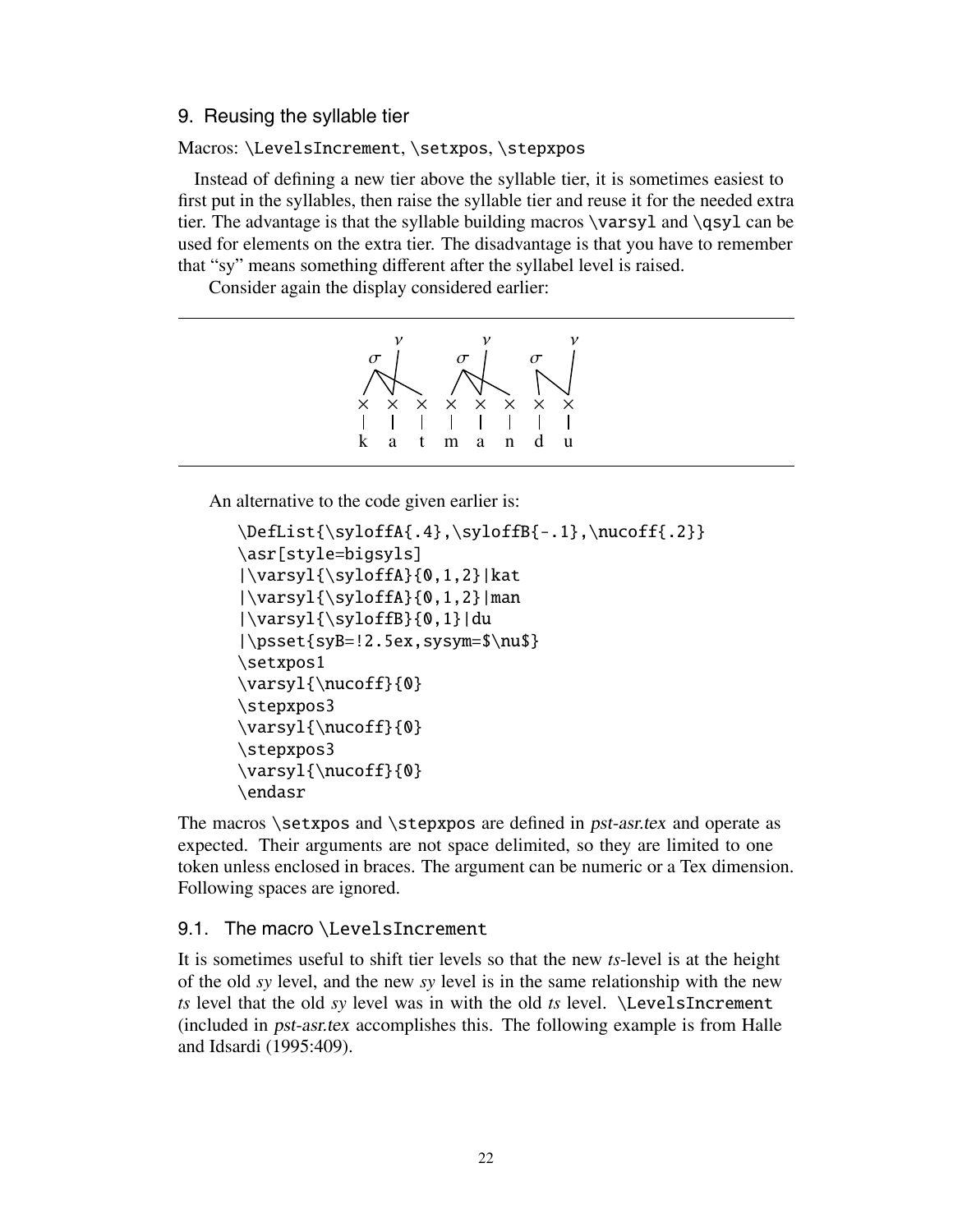## 9. Reusing the syllable tier

Macros: `\LevelsIncrement`, `\setxpos`, `\stepxpos`

Instead of defining a new tier above the syllable tier, it is sometimes easiest to first put in the syllables, then raise the syllable tier and reuse it for the needed extra tier. The advantage is that the syllable building macros `\varsyl` and `\qsyl` can be used for elements on the extra tier. The disadvantage is that you have to remember that "sy" means something different after the syllabel level is raised.

Consider again the display considered earlier:

```
      ν          ν          ν
   σ  |       σ  |       σ  |
   /\ |       /\ |       \  |
  /  \|\     /  \|\       \ |
 ×   ×   ×   ×   ×   ×   ×   ×
 |   |   |   |   |   |   |   |
 k   a   t   m   a   n   d   u
```

An alternative to the code given earlier is:

```
\DefList{\syloffA{.4},\syloffB{-.1},\nucoff{.2}}
\asr[style=bigsyls]
|\varsyl{\syloffA}{0,1,2}|kat
|\varsyl{\syloffA}{0,1,2}|man
|\varsyl{\syloffB}{0,1}|du
|\psset{syB=!2.5ex,sysym=$\nu$}
\setxpos1
\varsyl{\nucoff}{0}
\stepxpos3
\varsyl{\nucoff}{0}
\stepxpos3
\varsyl{\nucoff}{0}
\endasr
```

The macros `\setxpos` and `\stepxpos` are defined in *pst-asr.tex* and operate as expected. Their arguments are not space delimited, so they are limited to one token unless enclosed in braces. The argument can be numeric or a Tex dimension. Following spaces are ignored.

### 9.1. The macro `\LevelsIncrement`

It is sometimes useful to shift tier levels so that the new *ts*-level is at the height of the old *sy* level, and the new *sy* level is in the same relationship with the new *ts* level that the old *sy* level was in with the old *ts* level. `\LevelsIncrement` (included in *pst-asr.tex* accomplishes this. The following example is from Halle and Idsardi (1995:409).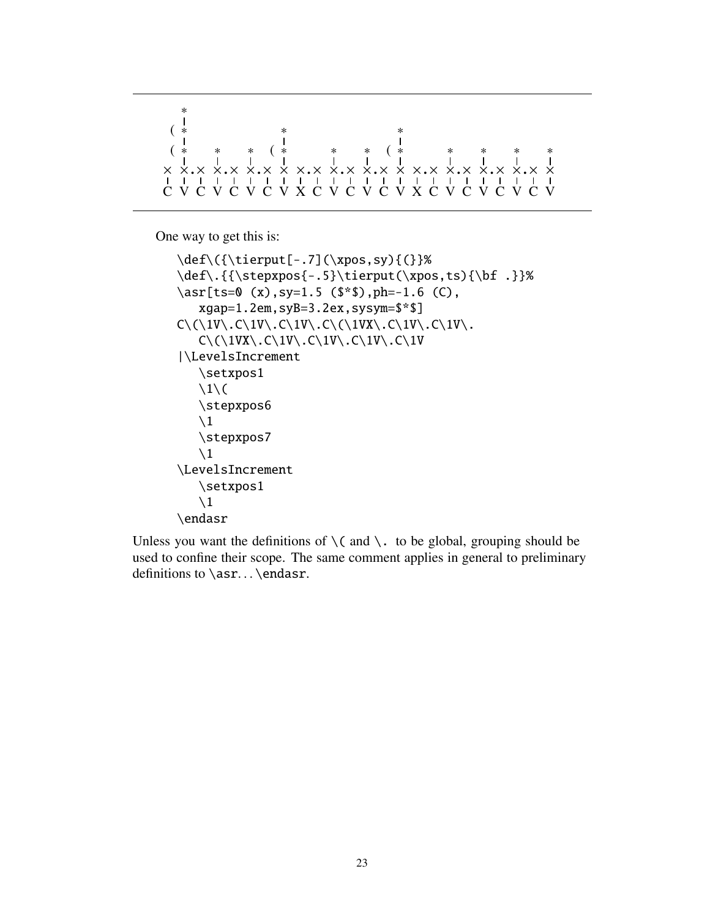```
     *
     |
   ( *                 *                   *
     |                 |                   |
   ( *    *     *    ( *       *     *   ( *       *     *     *     *
     |    |     |      |       |     |     |       |     |     |     |
 ×   × .× × .×  × .×   ×  × .× × .×  × .×  ×  × .× × .×  × .×  × .×  ×
 |   |   |  |   |  |   |  |  | |  |  | |   |  |  | |  |  | |   | |   |
 C   V   C  V   C  V   C  V  X C  V  C V   C  V  X C  V  C V   C V C V
```

One way to get this is:

```
\def\({\tierput[-.7](\xpos,sy){(}}%
\def\.{{\stepxpos{-.5}\tierput(\xpos,ts){\bf .}}%
\asr[ts=0 (x),sy=1.5 ($*$),ph=-1.6 (C),
   xgap=1.2em,syB=3.2ex,sysym=$*$]
C\(\1V\.C\1V\.C\1V\.C\(\1VX\.C\1V\.C\1V\.
   C\(\1VX\.C\1V\.C\1V\.C\1V\.C\1V
|\LevelsIncrement
   \setxpos1
   \1\(
   \stepxpos6
   \1
   \stepxpos7
   \1
\LevelsIncrement
   \setxpos1
   \1
\endasr
```

Unless you want the definitions of `\(` and `\.` to be global, grouping should be used to confine their scope. The same comment applies in general to preliminary definitions to `\asr`. . . `\endasr`.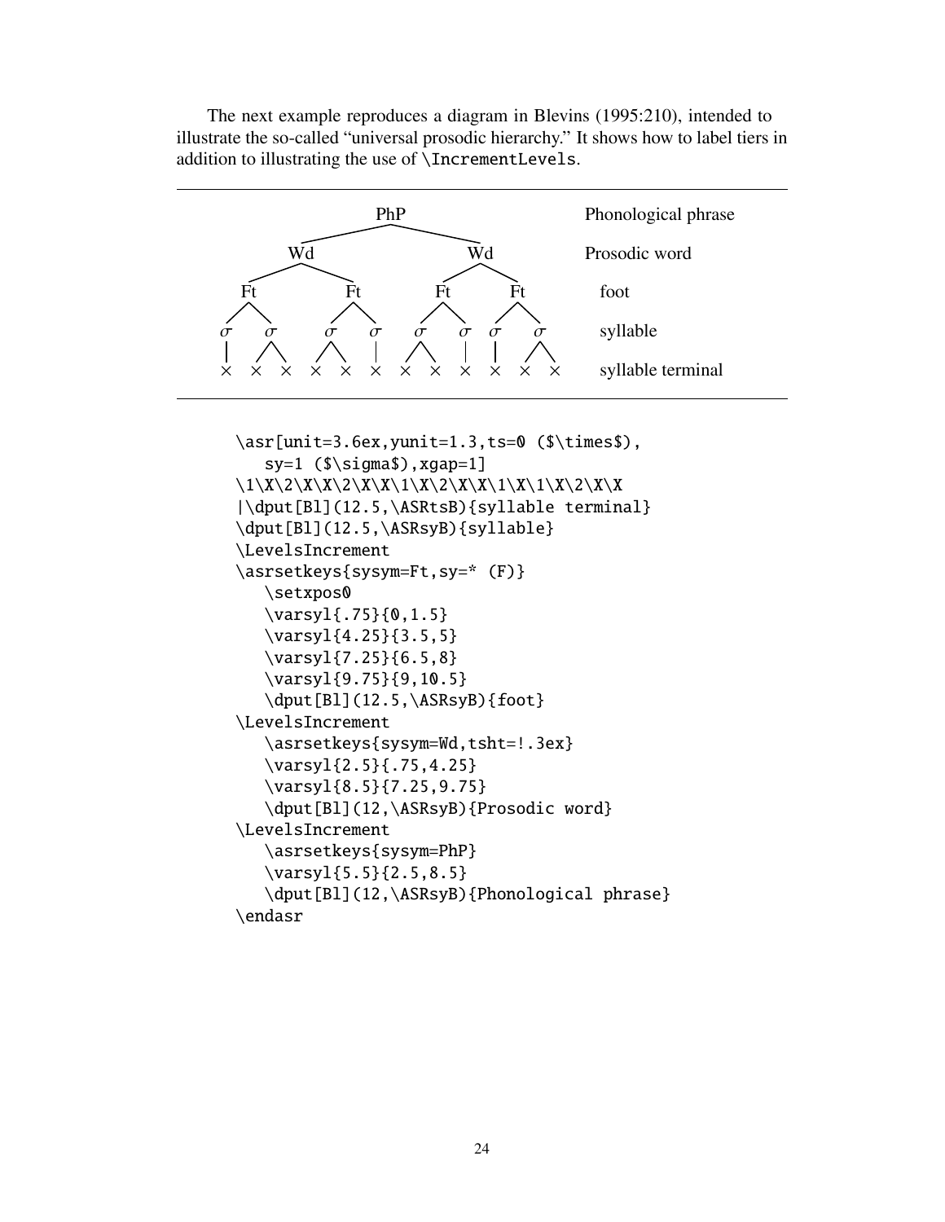The next example reproduces a diagram in Blevins (1995:210), intended to illustrate the so-called "universal prosodic hierarchy." It shows how to label tiers in addition to illustrating the use of `\IncrementLevels`.

```
                PhP                             Phonological phrase
      Wd                      Wd                Prosodic word
 Ft         Ft         Ft          Ft             foot
σ   σ     σ    σ     σ    σ    σ    σ             syllable
×  × ×   × ×   ×    × ×   ×    ×   × ×            syllable terminal
```

```
\asr[unit=3.6ex,yunit=1.3,ts=0 ($\times$),
   sy=1 ($\sigma$),xgap=1]
\1\X\2\X\X\2\X\X\1\X\2\X\X\1\X\1\X\2\X\X
|\dput[Bl](12.5,\ASRtsB){syllable terminal}
\dput[Bl](12.5,\ASRsyB){syllable}
\LevelsIncrement
\asrsetkeys{sysym=Ft,sy=* (F)}
   \setxpos0
   \varsyl{.75}{0,1.5}
   \varsyl{4.25}{3.5,5}
   \varsyl{7.25}{6.5,8}
   \varsyl{9.75}{9,10.5}
   \dput[Bl](12.5,\ASRsyB){foot}
\LevelsIncrement
   \asrsetkeys{sysym=Wd,tsht=!.3ex}
   \varsyl{2.5}{.75,4.25}
   \varsyl{8.5}{7.25,9.75}
   \dput[Bl](12,\ASRsyB){Prosodic word}
\LevelsIncrement
   \asrsetkeys{sysym=PhP}
   \varsyl{5.5}{2.5,8.5}
   \dput[Bl](12,\ASRsyB){Phonological phrase}
\endasr
```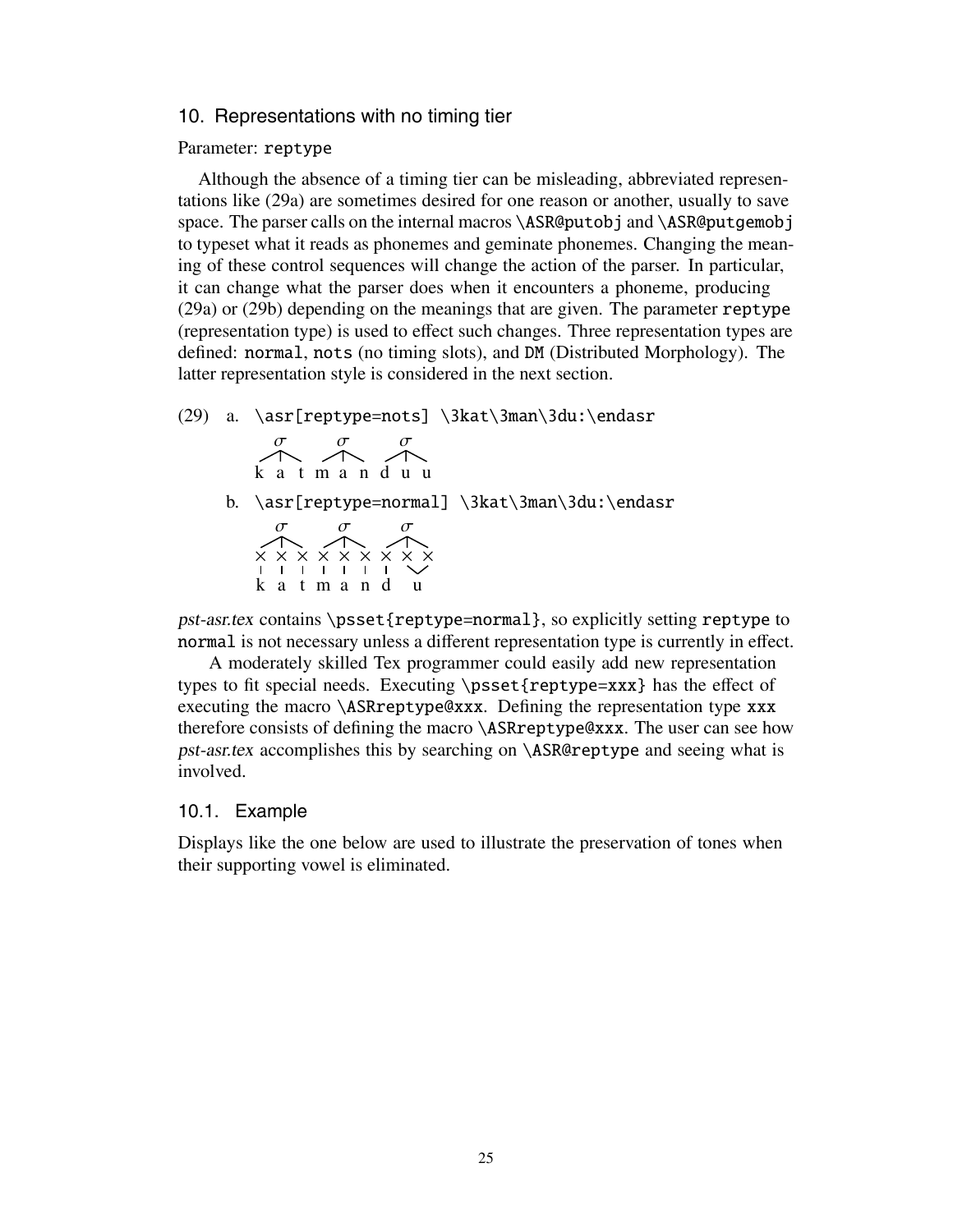## 10. Representations with no timing tier

Parameter: `reptype`

Although the absence of a timing tier can be misleading, abbreviated representations like (29a) are sometimes desired for one reason or another, usually to save space. The parser calls on the internal macros `\ASR@putobj` and `\ASR@putgemobj` to typeset what it reads as phonemes and geminate phonemes. Changing the meaning of these control sequences will change the action of the parser. In particular, it can change what the parser does when it encounters a phoneme, producing (29a) or (29b) depending on the meanings that are given. The parameter `reptype` (representation type) is used to effect such changes. Three representation types are defined: `normal`, `nots` (no timing slots), and `DM` (Distributed Morphology). The latter representation style is considered in the next section.

(29) a. `\asr[reptype=nots] \3kat\3man\3du:\endasr`

```
 σ      σ      σ
k a t  m a n  d u u
```

b. `\asr[reptype=normal] \3kat\3man\3du:\endasr`

```
 σ      σ      σ
× × ×  × × ×  × × ×
| | |  | | |  | \/
k a t  m a n  d  u
```

*pst-asr.tex* contains `\psset{reptype=normal}`, so explicitly setting `reptype` to `normal` is not necessary unless a different representation type is currently in effect.

A moderately skilled Tex programmer could easily add new representation types to fit special needs. Executing `\psset{reptype=xxx}` has the effect of executing the macro `\ASRreptype@xxx`. Defining the representation type `xxx` therefore consists of defining the macro `\ASRreptype@xxx`. The user can see how *pst-asr.tex* accomplishes this by searching on `\ASR@reptype` and seeing what is involved.

### 10.1. Example

Displays like the one below are used to illustrate the preservation of tones when their supporting vowel is eliminated.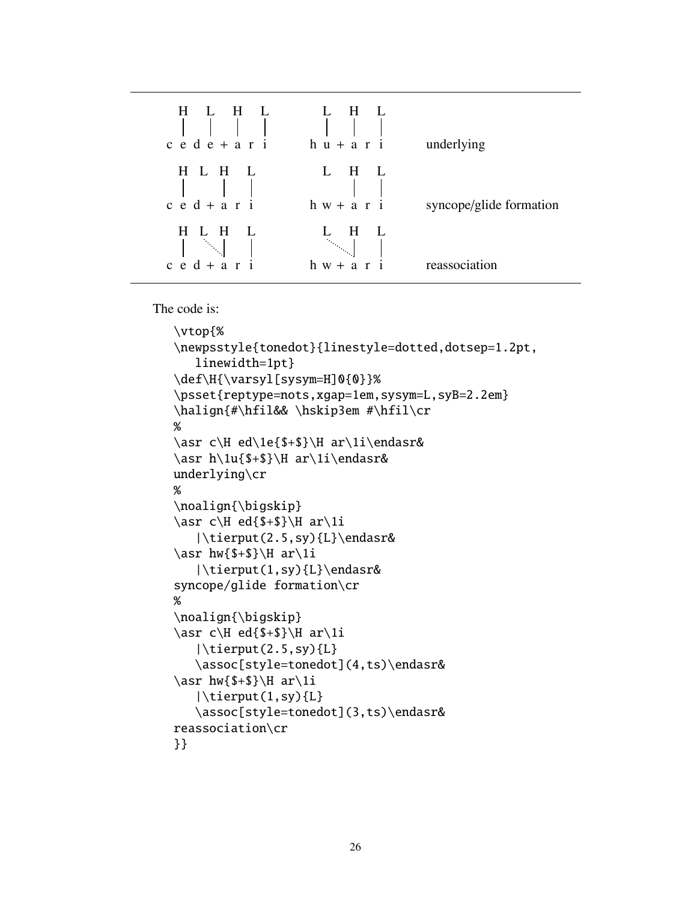| | | |
|---|---|---|
| H L H L / c e d e + a r i | L H L / h u + a r i | underlying |
| H L H L / c e d + a r i | L H L / h w + a r i | syncope/glide formation |
| H L H L / c e d + a r i | L H L / h w + a r i | reassociation |

The code is:

```
\vtop{%
\newpsstyle{tonedot}{linestyle=dotted,dotsep=1.2pt,
   linewidth=1pt}
\def\H{\varsyl[sysym=H]0{0}}%
\psset{reptype=nots,xgap=1em,sysym=L,syB=2.2em}
\halign{#\hfil&& \hskip3em #\hfil\cr
%
\asr c\H ed\1e{$+$}\H ar\1i\endasr&
\asr h\1u{$+$}\H ar\1i\endasr&
underlying\cr
%
\noalign{\bigskip}
\asr c\H ed{$+$}\H ar\1i
   |\tierput(2.5,sy){L}\endasr&
\asr hw{$+$}\H ar\1i
   |\tierput(1,sy){L}\endasr&
syncope/glide formation\cr
%
\noalign{\bigskip}
\asr c\H ed{$+$}\H ar\1i
   |\tierput(2.5,sy){L}
   \assoc[style=tonedot](4,ts)\endasr&
\asr hw{$+$}\H ar\1i
   |\tierput(1,sy){L}
   \assoc[style=tonedot](3,ts)\endasr&
reassociation\cr
}}
```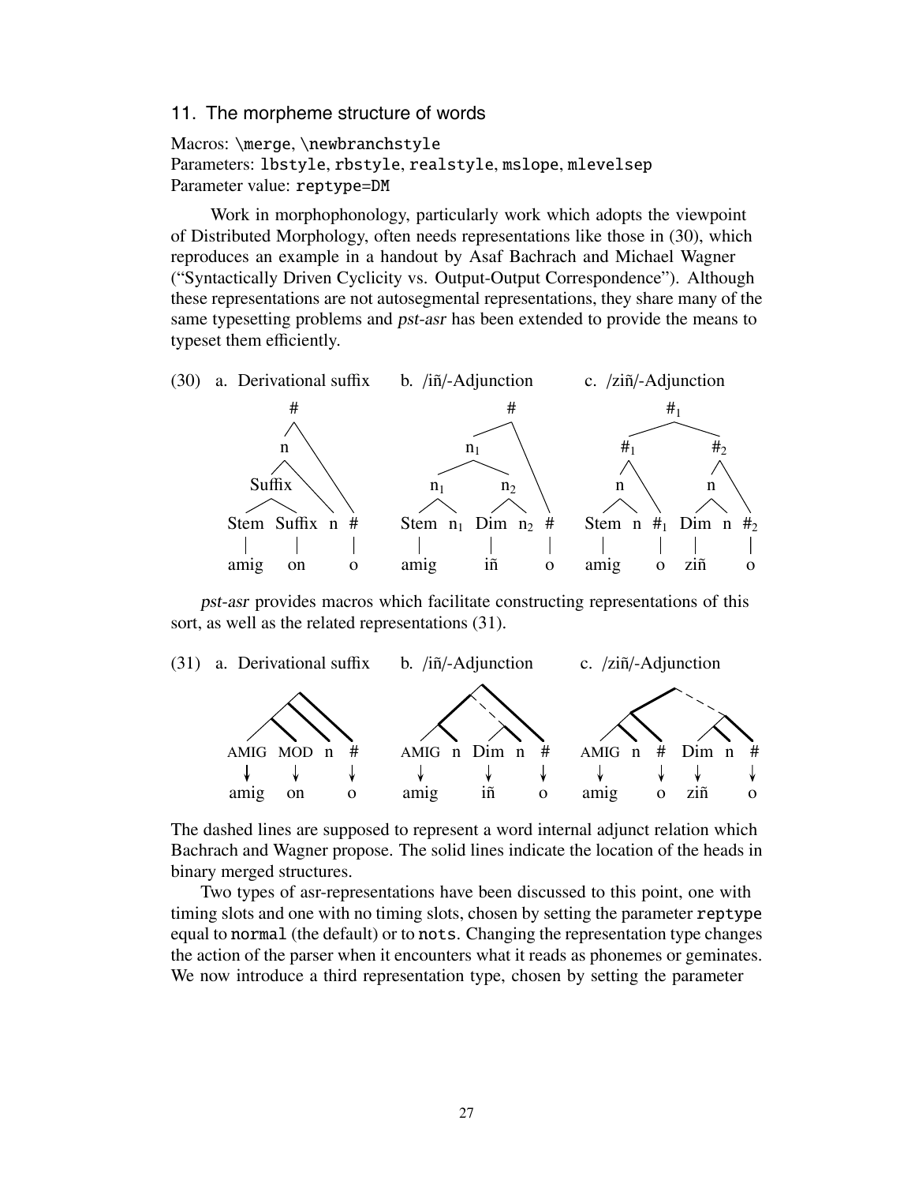### 11. The morpheme structure of words

Macros: \merge, \newbranchstyle
Parameters: lbstyle, rbstyle, realstyle, mslope, mlevelsep
Parameter value: reptype=DM

Work in morphophonology, particularly work which adopts the viewpoint of Distributed Morphology, often needs representations like those in (30), which reproduces an example in a handout by Asaf Bachrach and Michael Wagner ("Syntactically Driven Cyclicity vs. Output-Output Correspondence"). Although these representations are not autosegmental representations, they share many of the same typesetting problems and *pst-asr* has been extended to provide the means to typeset them efficiently.

(30) a. Derivational suffix b. /iñ/-Adjunction c. /ziñ/-Adjunction

*pst-asr* provides macros which facilitate constructing representations of this sort, as well as the related representations (31).

(31) a. Derivational suffix b. /iñ/-Adjunction c. /ziñ/-Adjunction

The dashed lines are supposed to represent a word internal adjunct relation which Bachrach and Wagner propose. The solid lines indicate the location of the heads in binary merged structures.

Two types of asr-representations have been discussed to this point, one with timing slots and one with no timing slots, chosen by setting the parameter reptype equal to normal (the default) or to nots. Changing the representation type changes the action of the parser when it encounters what it reads as phonemes or geminates. We now introduce a third representation type, chosen by setting the parameter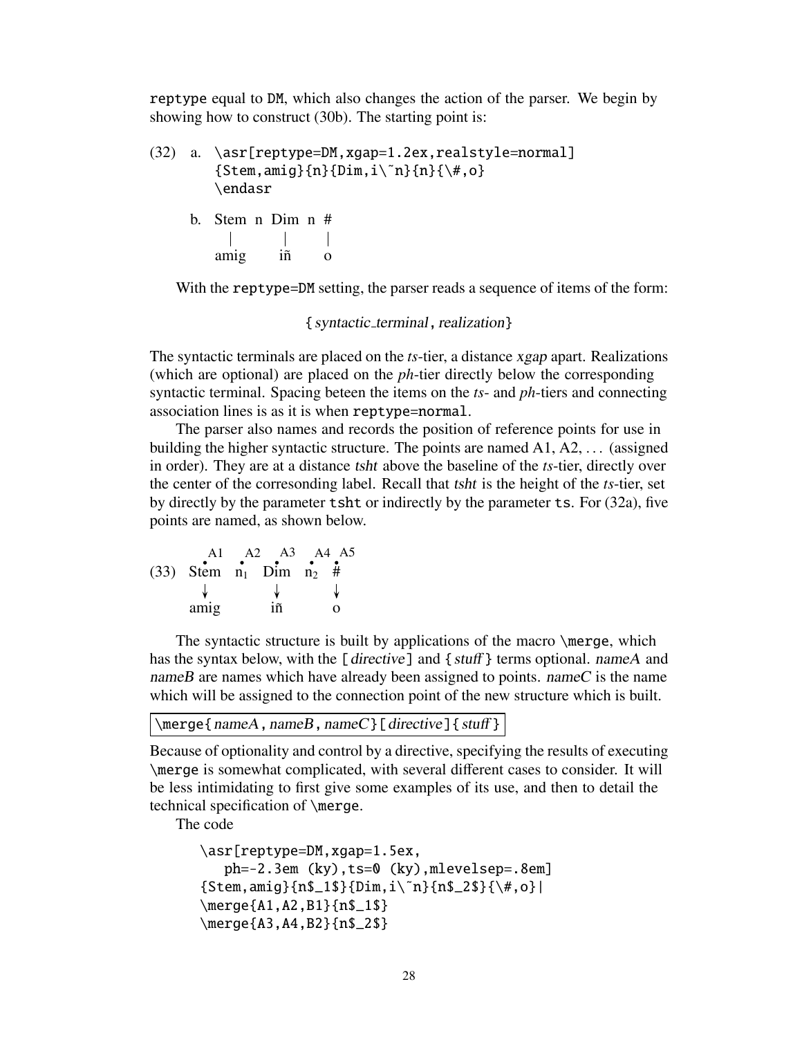reptype equal to DM, which also changes the action of the parser. We begin by showing how to construct (30b). The starting point is:

(32) a.
```
\asr[reptype=DM,xgap=1.2ex,realstyle=normal]
{Stem,amig}{n}{Dim,i\~n}{n}{\#,o}
\endasr
```

b.
```
Stem  n  Dim  n  #
 |         |      |
amig      iñ      o
```

With the reptype=DM setting, the parser reads a sequence of items of the form:

{ *syntactic_terminal* , *realization*}

The syntactic terminals are placed on the *ts*-tier, a distance *xgap* apart. Realizations (which are optional) are placed on the *ph*-tier directly below the corresponding syntactic terminal. Spacing beteen the items on the *ts*- and *ph*-tiers and connecting association lines is as it is when reptype=normal.

The parser also names and records the position of reference points for use in building the higher syntactic structure. The points are named A1, A2, ... (assigned in order). They are at a distance *tsht* above the baseline of the *ts*-tier, directly over the center of the corresonding label. Recall that *tsht* is the height of the *ts*-tier, set by directly by the parameter tsht or indirectly by the parameter ts. For (32a), five points are named, as shown below.

(33)
```
 A1    A2   A3    A4  A5
  •     •    •     •   •
Stem   n1   Dim   n2   #
  ↓          ↓         ↓
amig        iñ         o
```

The syntactic structure is built by applications of the macro \merge, which has the syntax below, with the [ *directive* ] and { *stuff* } terms optional. *nameA* and *nameB* are names which have already been assigned to points. *nameC* is the name which will be assigned to the connection point of the new structure which is built.

\merge{ *nameA* , *nameB* , *nameC* } [ *directive* ] { *stuff* }

Because of optionality and control by a directive, specifying the results of executing \merge is somewhat complicated, with several different cases to consider. It will be less intimidating to first give some examples of its use, and then to detail the technical specification of \merge.

The code

```
\asr[reptype=DM,xgap=1.5ex,
   ph=-2.3em (ky),ts=0 (ky),mlevelsep=.8em]
{Stem,amig}{n$_1$}{Dim,i\~n}{n$_2$}{\#,o}|
\merge{A1,A2,B1}{n$_1$}
\merge{A3,A4,B2}{n$_2$}
```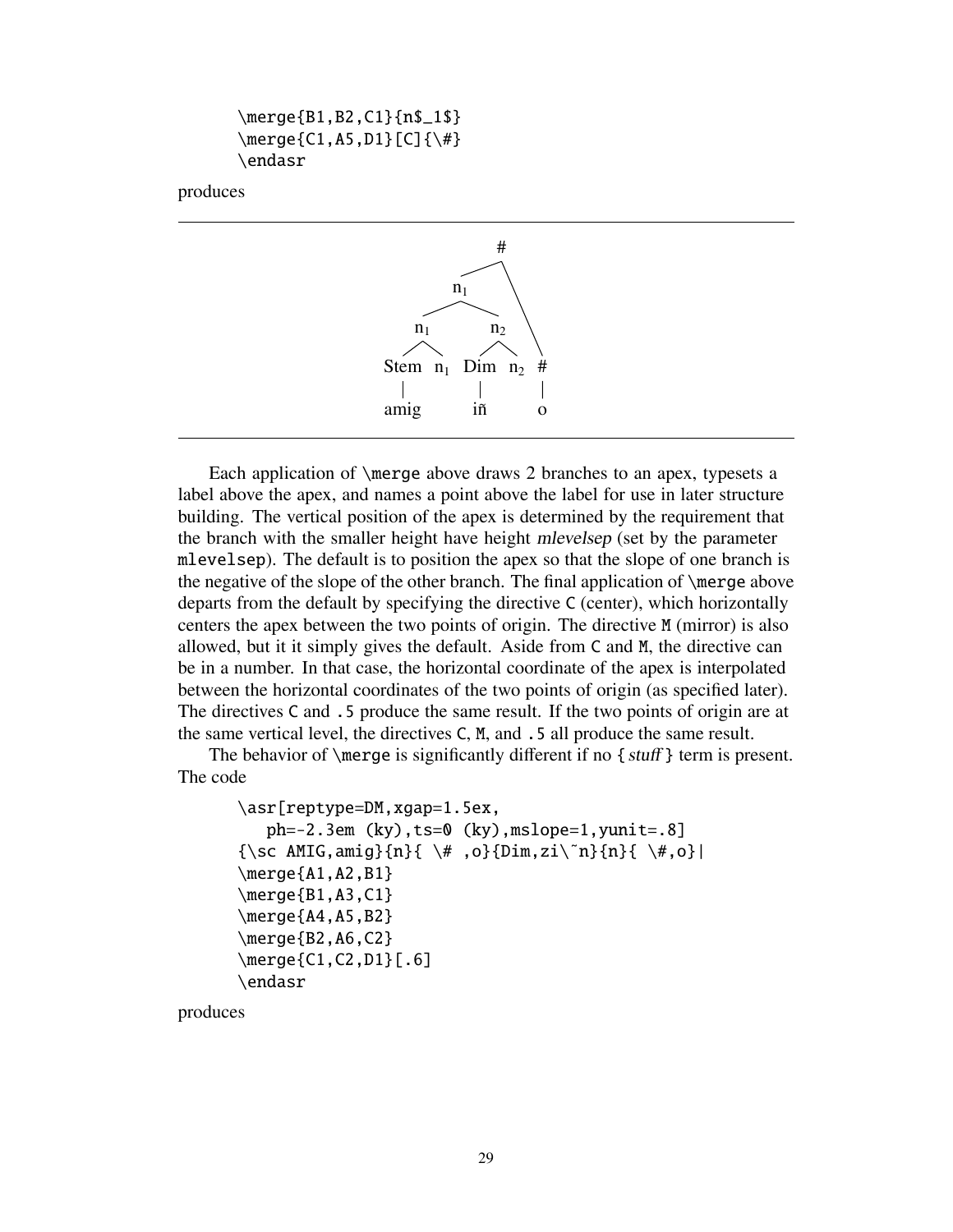```
\merge{B1,B2,C1}{n$_1$}
\merge{C1,A5,D1}[C]{\#}
\endasr
```

produces

---

#

$\text{n}_1$

$\text{n}_1$ $\text{n}_2$

Stem $\text{n}_1$ Dim $\text{n}_2$ #

amig iñ o

---

Each application of `\merge` above draws 2 branches to an apex, typesets a label above the apex, and names a point above the label for use in later structure building. The vertical position of the apex is determined by the requirement that the branch with the smaller height have height *mlevelsep* (set by the parameter `mlevelsep`). The default is to position the apex so that the slope of one branch is the negative of the slope of the other branch. The final application of `\merge` above departs from the default by specifying the directive `C` (center), which horizontally centers the apex between the two points of origin. The directive `M` (mirror) is also allowed, but it it simply gives the default. Aside from `C` and `M`, the directive can be in a number. In that case, the horizontal coordinate of the apex is interpolated between the horizontal coordinates of the two points of origin (as specified later). The directives `C` and `.5` produce the same result. If the two points of origin are at the same vertical level, the directives `C`, `M`, and `.5` all produce the same result.

The behavior of `\merge` is significantly different if no { *stuff* } term is present. The code

```
\asr[reptype=DM,xgap=1.5ex,
   ph=-2.3em (ky),ts=0 (ky),mslope=1,yunit=.8]
{\sc AMIG,amig}{n}{ \# ,o}{Dim,zi\~n}{n}{ \#,o}|
\merge{A1,A2,B1}
\merge{B1,A3,C1}
\merge{A4,A5,B2}
\merge{B2,A6,C2}
\merge{C1,C2,D1}[.6]
\endasr
```

produces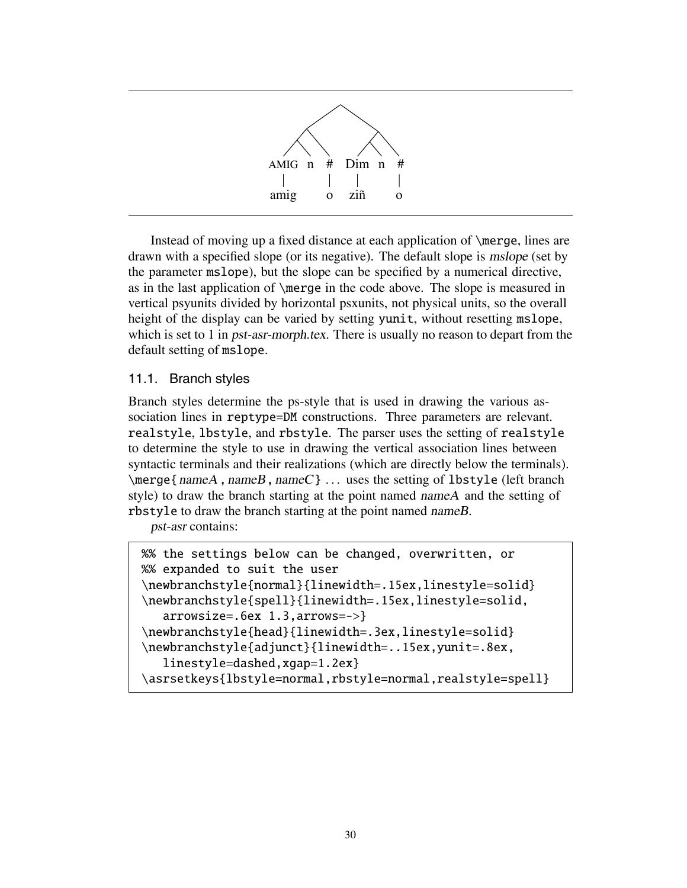AMIG n # Dim n #

amig o ziñ o

Instead of moving up a fixed distance at each application of `\merge`, lines are drawn with a specified slope (or its negative). The default slope is *mslope* (set by the parameter `mslope`), but the slope can be specified by a numerical directive, as in the last application of `\merge` in the code above. The slope is measured in vertical psyunits divided by horizontal psxunits, not physical units, so the overall height of the display can be varied by setting `yunit`, without resetting `mslope`, which is set to 1 in *pst-asr-morph.tex*. There is usually no reason to depart from the default setting of `mslope`.

### 11.1. Branch styles

Branch styles determine the ps-style that is used in drawing the various association lines in `reptype=DM` constructions. Three parameters are relevant. `realstyle`, `lbstyle`, and `rbstyle`. The parser uses the setting of `realstyle` to determine the style to use in drawing the vertical association lines between syntactic terminals and their realizations (which are directly below the terminals). `\merge{` *nameA* `,` *nameB* `,` *nameC* `}` ... uses the setting of `lbstyle` (left branch style) to draw the branch starting at the point named *nameA* and the setting of `rbstyle` to draw the branch starting at the point named *nameB*.

*pst-asr* contains:

```
%% the settings below can be changed, overwritten, or
%% expanded to suit the user
\newbranchstyle{normal}{linewidth=.15ex,linestyle=solid}
\newbranchstyle{spell}{linewidth=.15ex,linestyle=solid,
   arrowsize=.6ex 1.3,arrows=->}
\newbranchstyle{head}{linewidth=.3ex,linestyle=solid}
\newbranchstyle{adjunct}{linewidth=..15ex,yunit=.8ex,
   linestyle=dashed,xgap=1.2ex}
\asrsetkeys{lbstyle=normal,rbstyle=normal,realstyle=spell}
```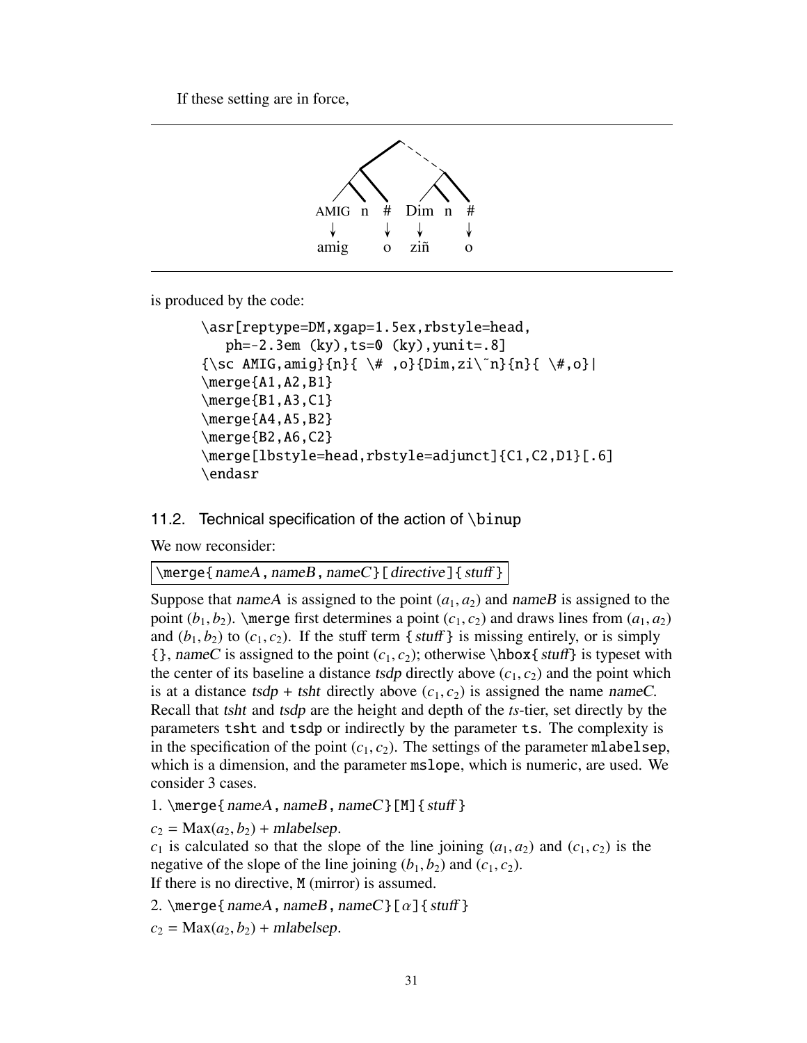If these setting are in force,

AMIG n # Dim n #

amig o ziñ o

is produced by the code:

```
\asr[reptype=DM,xgap=1.5ex,rbstyle=head,
   ph=-2.3em (ky),ts=0 (ky),yunit=.8]
{\sc AMIG,amig}{n}{ \# ,o}{Dim,zi\~n}{n}{ \#,o}|
\merge{A1,A2,B1}
\merge{B1,A3,C1}
\merge{A4,A5,B2}
\merge{B2,A6,C2}
\merge[lbstyle=head,rbstyle=adjunct]{C1,C2,D1}[.6]
\endasr
```

## 11.2. Technical specification of the action of `\binup`

We now reconsider:

`\merge{nameA,nameB,nameC}[directive]{stuff}`

Suppose that *nameA* is assigned to the point $(a_1, a_2)$ and *nameB* is assigned to the point $(b_1, b_2)$. `\merge` first determines a point $(c_1, c_2)$ and draws lines from $(a_1, a_2)$ and $(b_1, b_2)$ to $(c_1, c_2)$. If the stuff term `{stuff}` is missing entirely, or is simply `{}`, *nameC* is assigned to the point $(c_1, c_2)$; otherwise `\hbox{stuff}` is typeset with the center of its baseline a distance *tsdp* directly above $(c_1, c_2)$ and the point which is at a distance *tsdp* + *tsht* directly above $(c_1, c_2)$ is assigned the name *nameC*. Recall that *tsht* and *tsdp* are the height and depth of the *ts*-tier, set directly by the parameters `tsht` and `tsdp` or indirectly by the parameter `ts`. The complexity is in the specification of the point $(c_1, c_2)$. The settings of the parameter `mlabelsep`, which is a dimension, and the parameter `mslope`, which is numeric, are used. We consider 3 cases.

1. `\merge{nameA,nameB,nameC}[M]{stuff}`

$c_2 = \text{Max}(a_2, b_2) + mlabelsep$.
$c_1$ is calculated so that the slope of the line joining $(a_1, a_2)$ and $(c_1, c_2)$ is the negative of the slope of the line joining $(b_1, b_2)$ and $(c_1, c_2)$.
If there is no directive, `M` (mirror) is assumed.

2. `\merge{nameA,nameB,nameC}[`$\alpha$`]{stuff}`

$c_2 = \text{Max}(a_2, b_2) + mlabelsep$.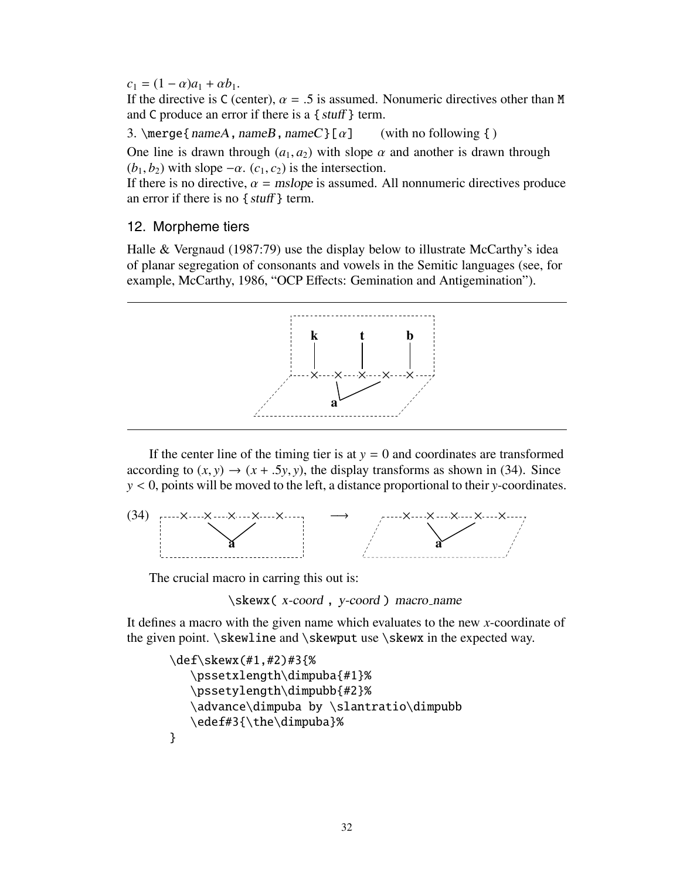$c_1 = (1 - \alpha)a_1 + \alpha b_1$.

If the directive is `C` (center), $\alpha = .5$ is assumed. Nonumeric directives other than `M` and `C` produce an error if there is a `{`*stuff*`}` term.

3. `\merge{`*nameA*`,`*nameB*`,`*nameC*`}[`$\alpha$`]` (with no following `{ }`)

One line is drawn through $(a_1, a_2)$ with slope $\alpha$ and another is drawn through $(b_1, b_2)$ with slope $-\alpha$. $(c_1, c_2)$ is the intersection.

If there is no directive, $\alpha$ = *mslope* is assumed. All nonnumeric directives produce an error if there is no `{`*stuff*`}` term.

## 12. Morpheme tiers

Halle & Vergnaud (1987:79) use the display below to illustrate McCarthy's idea of planar segregation of consonants and vowels in the Semitic languages (see, for example, McCarthy, 1986, "OCP Effects: Gemination and Antigemination").

If the center line of the timing tier is at $y = 0$ and coordinates are transformed according to $(x, y) \rightarrow (x + .5y, y)$, the display transforms as shown in (34). Since $y < 0$, points will be moved to the left, a distance proportional to their $y$-coordinates.

(34)

The crucial macro in carring this out is:

`\skewx(` *x-coord* `,` *y-coord* `)` *macro_name*

It defines a macro with the given name which evaluates to the new $x$-coordinate of the given point. `\skewline` and `\skewput` use `\skewx` in the expected way.

```
\def\skewx(#1,#2)#3{%
   \pssetxlength\dimpuba{#1}%
   \pssetylength\dimpubb{#2}%
   \advance\dimpuba by \slantratio\dimpubb
   \edef#3{\the\dimpuba}%
}
```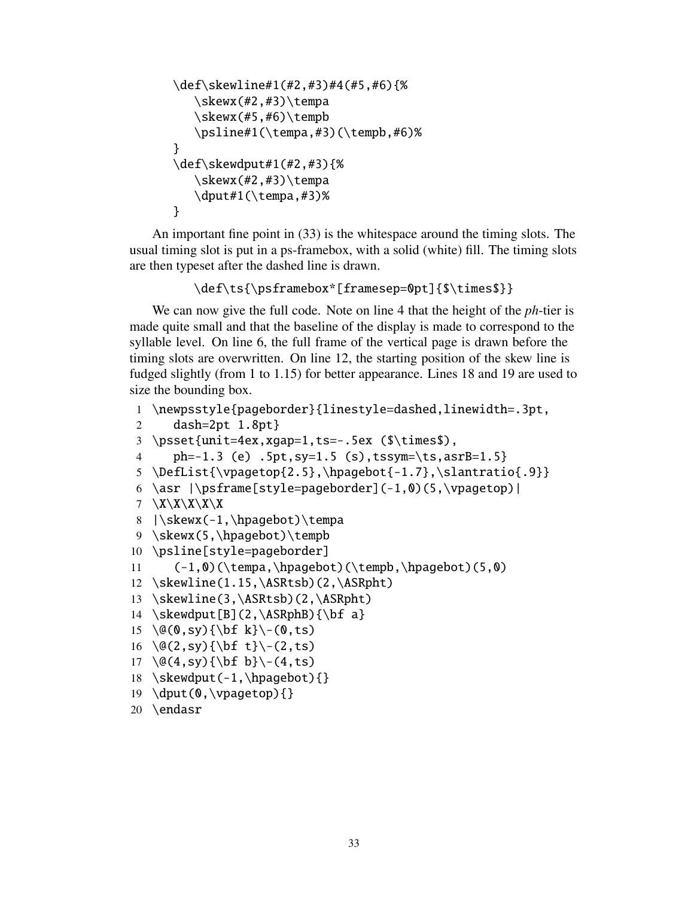```
\def\skewline#1(#2,#3)#4(#5,#6){%
   \skewx(#2,#3)\tempa
   \skewx(#5,#6)\tempb
   \psline#1(\tempa,#3)(\tempb,#6)%
}
\def\skewdput#1(#2,#3){%
   \skewx(#2,#3)\tempa
   \dput#1(\tempa,#3)%
}
```

An important fine point in (33) is the whitespace around the timing slots. The usual timing slot is put in a ps-framebox, with a solid (white) fill. The timing slots are then typeset after the dashed line is drawn.

```
\def\ts{\psframebox*[framesep=0pt]{$\times$}}
```

We can now give the full code. Note on line 4 that the height of the *ph*-tier is made quite small and that the baseline of the display is made to correspond to the syllable level. On line 6, the full frame of the vertical page is drawn before the timing slots are overwritten. On line 12, the starting position of the skew line is fudged slightly (from 1 to 1.15) for better appearance. Lines 18 and 19 are used to size the bounding box.

```
1  \newpsstyle{pageborder}{linestyle=dashed,linewidth=.3pt,
2     dash=2pt 1.8pt}
3  \psset{unit=4ex,xgap=1,ts=-.5ex ($\times$),
4     ph=-1.3 (e) .5pt,sy=1.5 (s),tssym=\ts,asrB=1.5}
5  \DefList{\vpagetop{2.5},\hpagebot{-1.7},\slantratio{.9}}
6  \asr |\psframe[style=pageborder](-1,0)(5,\vpagetop)|
7  \X\X\X\X\X
8  |\skewx(-1,\hpagebot)\tempa
9  \skewx(5,\hpagebot)\tempb
10 \psline[style=pageborder]
11    (-1,0)(\tempa,\hpagebot)(\tempb,\hpagebot)(5,0)
12 \skewline(1.15,\ASRtsb)(2,\ASRpht)
13 \skewline(3,\ASRtsb)(2,\ASRpht)
14 \skewdput[B](2,\ASRphB){\bf a}
15 \@(0,sy){\bf k}\-(0,ts)
16 \@(2,sy){\bf t}\-(2,ts)
17 \@(4,sy){\bf b}\-(4,ts)
18 \skewdput(-1,\hpagebot){}
19 \dput(0,\vpagetop){}
20 \endasr
```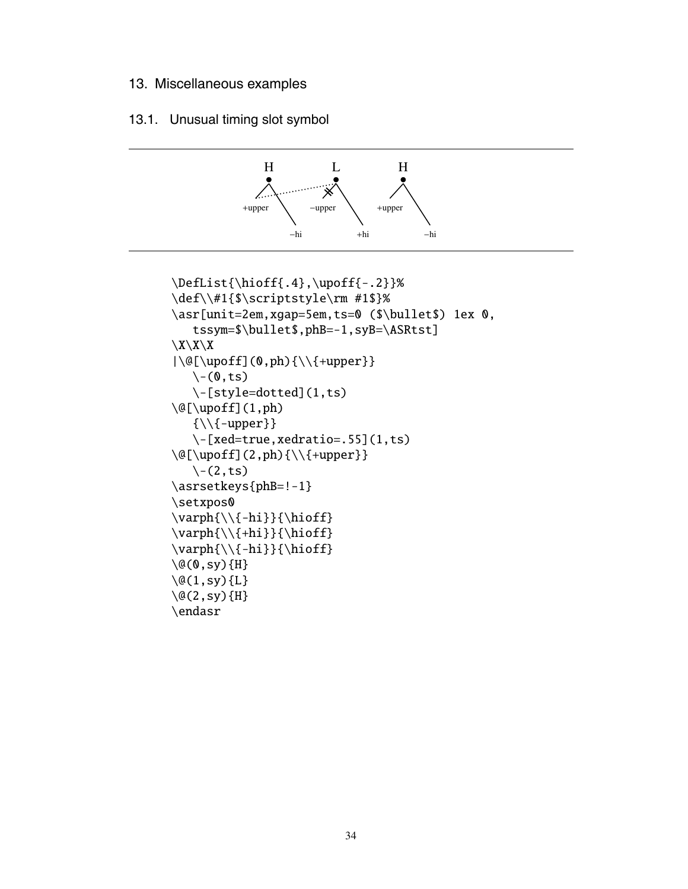## 13. Miscellaneous examples

### 13.1. Unusual timing slot symbol

```
\DefList{\hioff{.4},\upoff{-.2}}%
\def\\#1{$\scriptstyle\rm #1$}%
\asr[unit=2em,xgap=5em,ts=0 ($\bullet$) 1ex 0,
   tssym=$\bullet$,phB=-1,syB=\ASRtst]
\X\X\X
|\@[\upoff](0,ph){\\{+upper}}
   \-(0,ts)
   \-[style=dotted](1,ts)
\@[\upoff](1,ph)
   {\\{-upper}}
   \-[xed=true,xedratio=.55](1,ts)
\@[\upoff](2,ph){\\{+upper}}
   \-(2,ts)
\asrsetkeys{phB=!-1}
\setxpos0
\varph{\\{-hi}}{\hioff}
\varph{\\{+hi}}{\hioff}
\varph{\\{-hi}}{\hioff}
\@(0,sy){H}
\@(1,sy){L}
\@(2,sy){H}
\endasr
```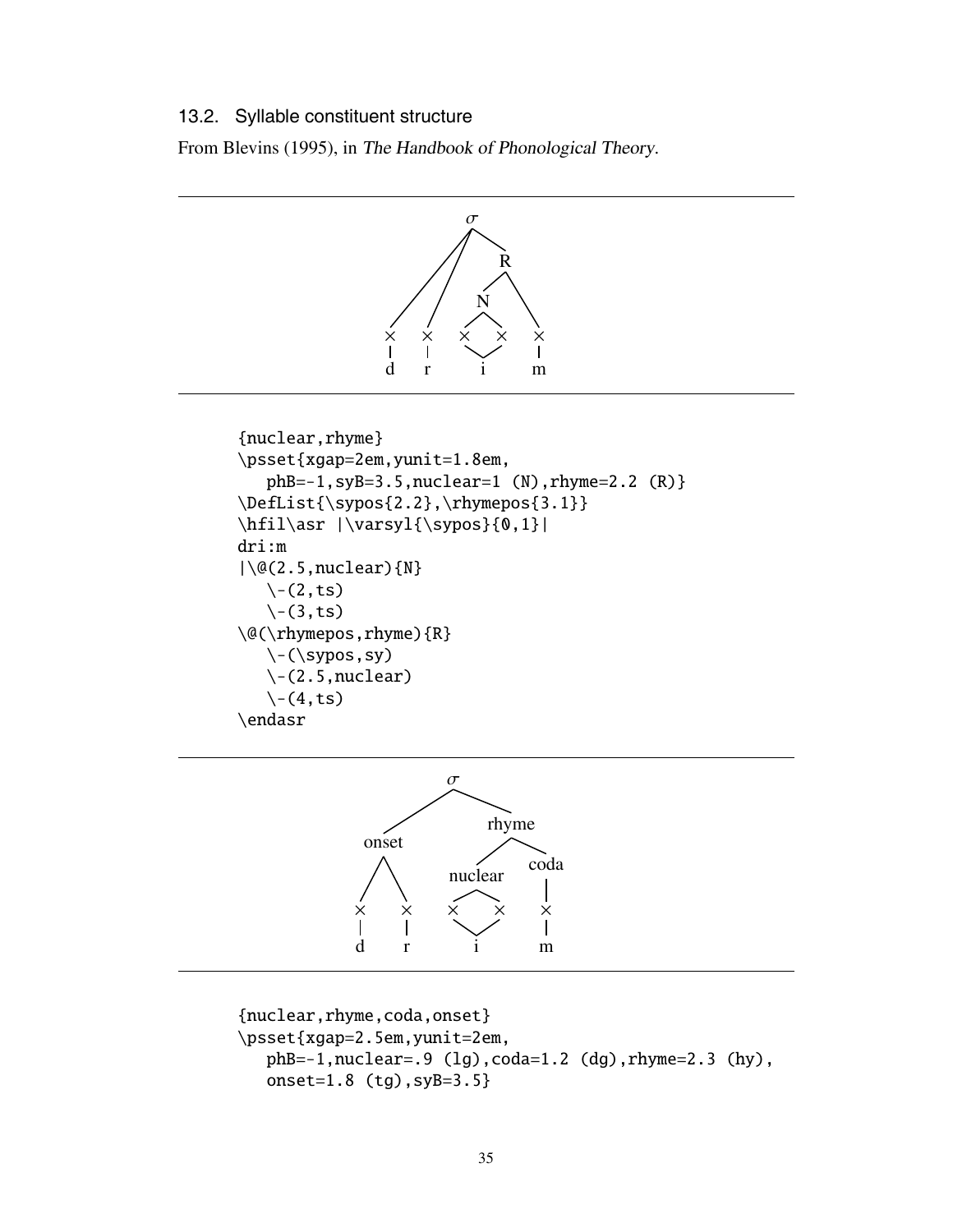## 13.2. Syllable constituent structure

From Blevins (1995), in *The Handbook of Phonological Theory*.

```
{nuclear,rhyme}
\psset{xgap=2em,yunit=1.8em,
   phB=-1,syB=3.5,nuclear=1 (N),rhyme=2.2 (R)}
\DefList{\sypos{2.2},\rhymepos{3.1}}
\hfil\asr |\varsyl{\sypos}{0,1}|
dri:m
|\@(2.5,nuclear){N}
   \-(2,ts)
   \-(3,ts)
\@(\rhymepos,rhyme){R}
   \-(\sypos,sy)
   \-(2.5,nuclear)
   \-(4,ts)
\endasr
```

```
{nuclear,rhyme,coda,onset}
\psset{xgap=2.5em,yunit=2em,
   phB=-1,nuclear=.9 (lg),coda=1.2 (dg),rhyme=2.3 (hy),
   onset=1.8 (tg),syB=3.5}
```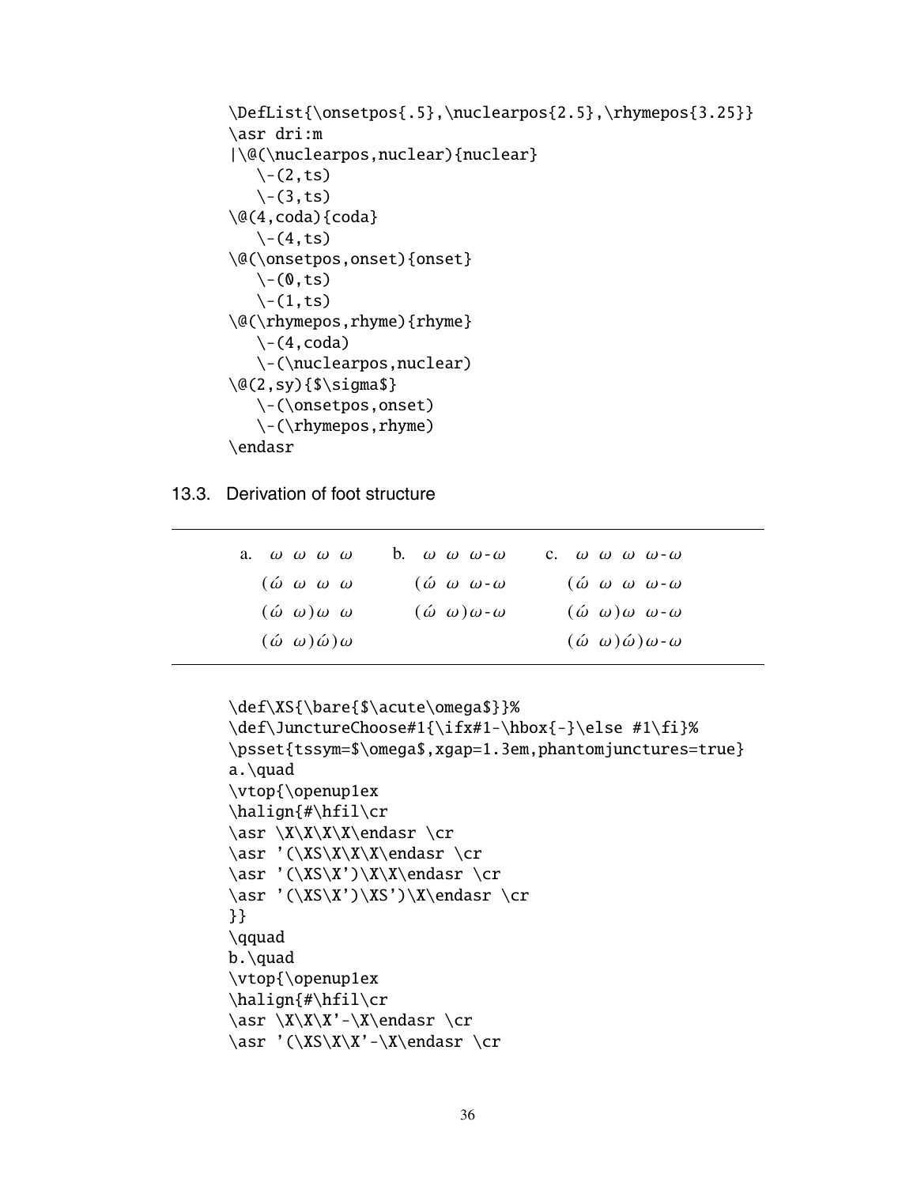```
\DefList{\onsetpos{.5},\nuclearpos{2.5},\rhymepos{3.25}}
\asr dri:m
|\@(\nuclearpos,nuclear){nuclear}
   \-(2,ts)
   \-(3,ts)
\@(4,coda){coda}
   \-(4,ts)
\@(\onsetpos,onset){onset}
   \-(0,ts)
   \-(1,ts)
\@(\rhymepos,rhyme){rhyme}
   \-(4,coda)
   \-(\nuclearpos,nuclear)
\@(2,sy){$\sigma$}
   \-(\onsetpos,onset)
   \-(\rhymepos,rhyme)
\endasr
```

## 13.3. Derivation of foot structure

| a. | b. | c. |
|---|---|---|
| $\omega\ \ \omega\ \ \omega\ \ \omega$ | $\omega\ \ \omega\ \ \omega\text{-}\omega$ | $\omega\ \ \omega\ \ \omega\ \ \omega\text{-}\omega$ |
| $(\acute\omega\ \ \omega\ \ \omega\ \ \omega$ | $(\acute\omega\ \ \omega\ \ \omega\text{-}\omega$ | $(\acute\omega\ \ \omega\ \ \omega\ \ \omega\text{-}\omega$ |
| $(\acute\omega\ \ \omega)\omega\ \ \omega$ | $(\acute\omega\ \ \omega)\omega\text{-}\omega$ | $(\acute\omega\ \ \omega)\omega\ \ \omega\text{-}\omega$ |
| $(\acute\omega\ \ \omega)\acute\omega)\omega$ | | $(\acute\omega\ \ \omega)\acute\omega)\omega\text{-}\omega$ |

```
\def\XS{\bare{$\acute\omega$}}%
\def\JunctureChoose#1{\ifx#1-\hbox{-}\else #1\fi}%
\psset{tssym=$\omega$,xgap=1.3em,phantomjunctures=true}
a.\quad
\vtop{\openup1ex
\halign{#\hfil\cr
\asr \X\X\X\X\endasr \cr
\asr '(\XS\X\X\X\endasr \cr
\asr '(\XS\X')\X\X\endasr \cr
\asr '(\XS\X')\XS')\X\endasr \cr
}}
\qquad
b.\quad
\vtop{\openup1ex
\halign{#\hfil\cr
\asr \X\X\X'-\X\endasr \cr
\asr '(\XS\X\X'-\X\endasr \cr
```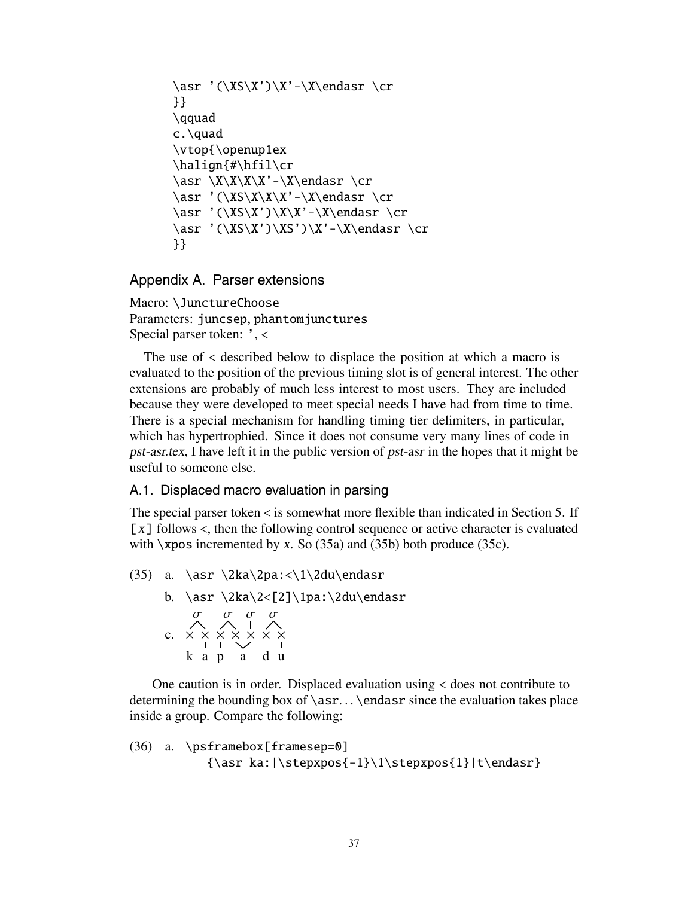```
\asr '(\XS\X')\X'-\X\endasr \cr
}}
\qquad
c.\quad
\vtop{\openup1ex
\halign{#\hfil\cr
\asr \X\X\X\X'-\X\endasr \cr
\asr '(\XS\X\X\X'-\X\endasr \cr
\asr '(\XS\X')\X\X'-\X\endasr \cr
\asr '(\XS\X')\XS')\X'-\X\endasr \cr
}}
```

## Appendix A. Parser extensions

Macro: `\JunctureChoose`
Parameters: `juncsep`, `phantomjunctures`
Special parser token: `'`, `<`

The use of < described below to displace the position at which a macro is evaluated to the position of the previous timing slot is of general interest. The other extensions are probably of much less interest to most users. They are included because they were developed to meet special needs I have had from time to time. There is a special mechanism for handling timing tier delimiters, in particular, which has hypertrophied. Since it does not consume very many lines of code in *pst-asr.tex*, I have left it in the public version of *pst-asr* in the hopes that it might be useful to someone else.

### A.1. Displaced macro evaluation in parsing

The special parser token < is somewhat more flexible than indicated in Section 5. If `[`*x*`]` follows <, then the following control sequence or active character is evaluated with `\xpos` incremented by *x*. So (35a) and (35b) both produce (35c).

(35) a. `\asr \2ka\2pa:<\1\2du\endasr`

b. `\asr \2ka\2<[2]\1pa:\2du\endasr`

c.
```
 σ     σ   σ   σ
/ \   / \  |  / \
× ×  × × × × × ×
| |  |  \ /  | |
k a  p   a   d u
```

One caution is in order. Displaced evaluation using < does not contribute to determining the bounding box of `\asr`. . . `\endasr` since the evaluation takes place inside a group. Compare the following:

(36) a.
```
\psframebox[framesep=0]
    {\asr ka:|\stepxpos{-1}\1\stepxpos{1}|t\endasr}
```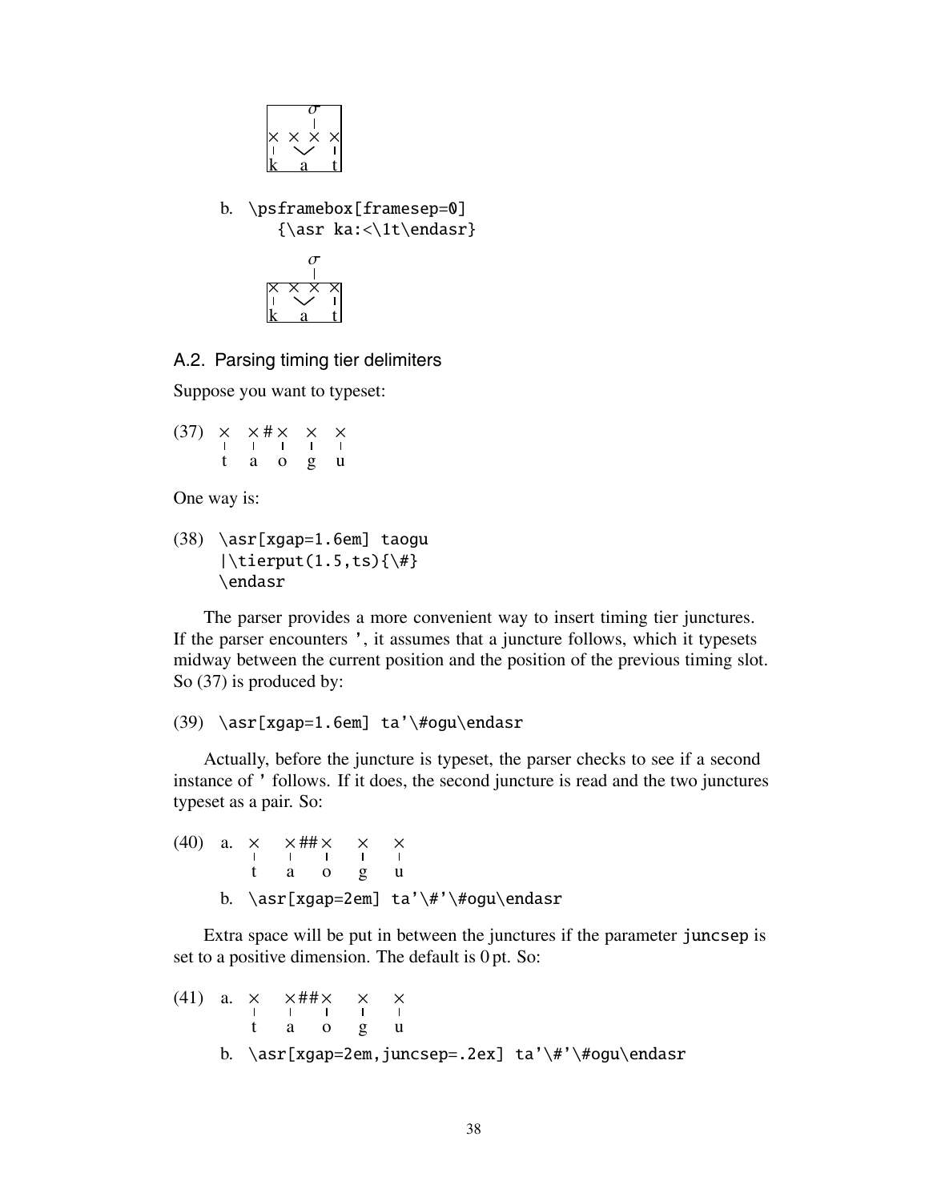```
      σ
      |
×  ×  ×  ×
|   \/    |
k   a     t
```

b. `\psframebox[framesep=0]`
   `{\asr ka:<\1t\endasr}`

```
      σ
      |
×  ×  ×  ×
|   \/    |
k   a     t
```

## A.2. Parsing timing tier delimiters

Suppose you want to typeset:

```
(37)  ×   × # ×   ×   ×
      |   |   |   |   |
      t   a   o   g   u
```

One way is:

```
(38) \asr[xgap=1.6em] taogu
     |\tierput(1.5,ts){\#}
     \endasr
```

The parser provides a more convenient way to insert timing tier junctures. If the parser encounters `'`, it assumes that a juncture follows, which it typesets midway between the current position and the position of the previous timing slot. So (37) is produced by:

```
(39) \asr[xgap=1.6em] ta'\#ogu\endasr
```

Actually, before the juncture is typeset, the parser checks to see if a second instance of `'` follows. If it does, the second juncture is read and the two junctures typeset as a pair. So:

```
(40) a.  ×    × ## ×    ×    ×
         |    |    |    |    |
         t    a    o    g    u
```

b. `\asr[xgap=2em] ta'\#'\#ogu\endasr`

Extra space will be put in between the junctures if the parameter `juncsep` is set to a positive dimension. The default is 0 pt. So:

```
(41) a.  ×    × # # ×    ×    ×
         |    |     |    |    |
         t    a     o    g    u
```

b. `\asr[xgap=2em,juncsep=.2ex] ta'\#'\#ogu\endasr`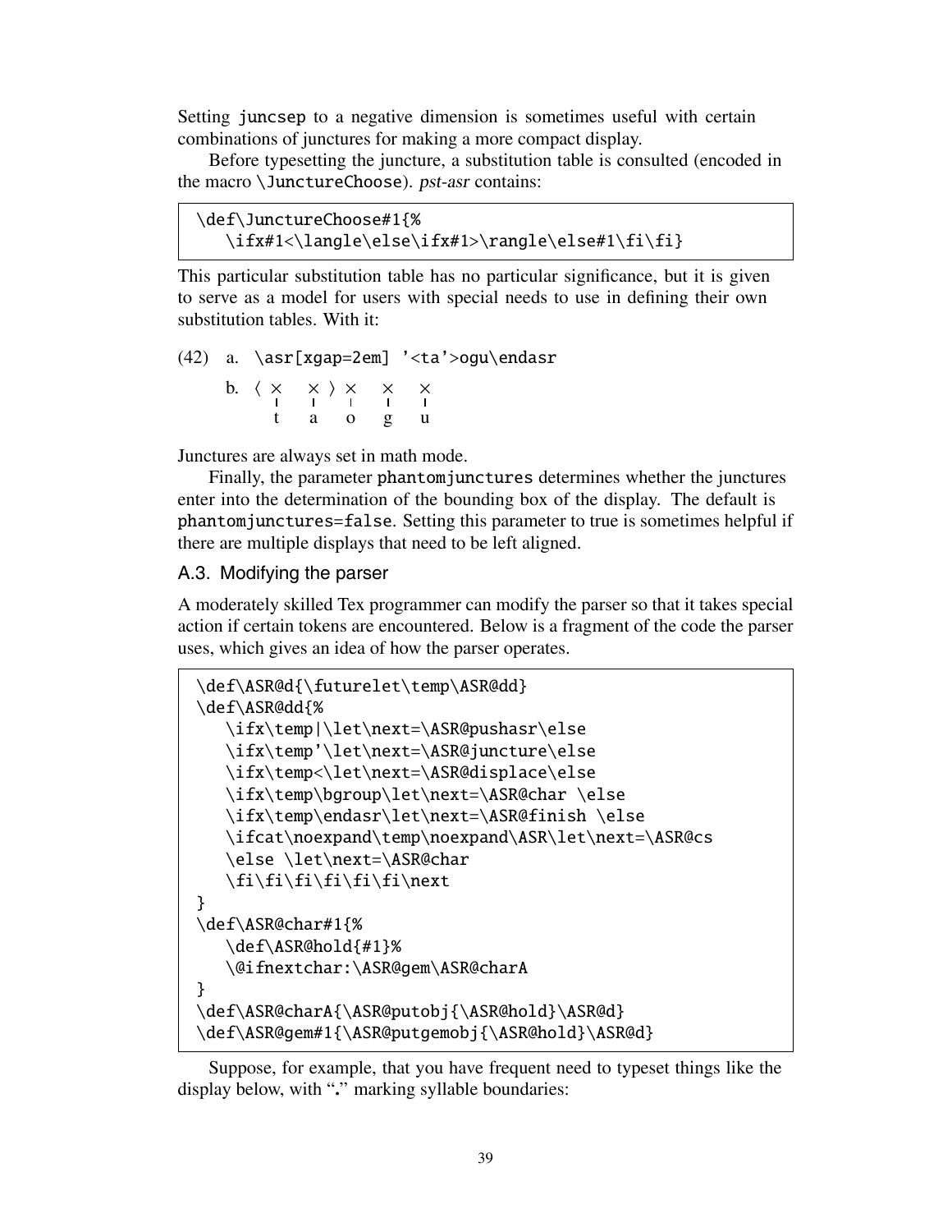Setting juncsep to a negative dimension is sometimes useful with certain combinations of junctures for making a more compact display.

Before typesetting the juncture, a substitution table is consulted (encoded in the macro \JunctureChoose). *pst-asr* contains:

```
\def\JunctureChoose#1{%
   \ifx#1<\langle\else\ifx#1>\rangle\else#1\fi\fi}
```

This particular substitution table has no particular significance, but it is given to serve as a model for users with special needs to use in defining their own substitution tables. With it:

(42) a. `\asr[xgap=2em] '<ta'>ogu\endasr`

b. ⟨ × × ⟩ × × ×

t a o g u

Junctures are always set in math mode.

Finally, the parameter phantomjunctures determines whether the junctures enter into the determination of the bounding box of the display. The default is phantomjunctures=false. Setting this parameter to true is sometimes helpful if there are multiple displays that need to be left aligned.

## A.3. Modifying the parser

A moderately skilled Tex programmer can modify the parser so that it takes special action if certain tokens are encountered. Below is a fragment of the code the parser uses, which gives an idea of how the parser operates.

```
\def\ASR@d{\futurelet\temp\ASR@dd}
\def\ASR@dd{%
   \ifx\temp|\let\next=\ASR@pushasr\else
   \ifx\temp'\let\next=\ASR@juncture\else
   \ifx\temp<\let\next=\ASR@displace\else
   \ifx\temp\bgroup\let\next=\ASR@char \else
   \ifx\temp\endasr\let\next=\ASR@finish \else
   \ifcat\noexpand\temp\noexpand\ASR\let\next=\ASR@cs
   \else \let\next=\ASR@char
   \fi\fi\fi\fi\fi\fi\next
}
\def\ASR@char#1{%
   \def\ASR@hold{#1}%
   \@ifnextchar:\ASR@gem\ASR@charA
}
\def\ASR@charA{\ASR@putobj{\ASR@hold}\ASR@d}
\def\ASR@gem#1{\ASR@putgemobj{\ASR@hold}\ASR@d}
```

Suppose, for example, that you have frequent need to typeset things like the display below, with "." marking syllable boundaries: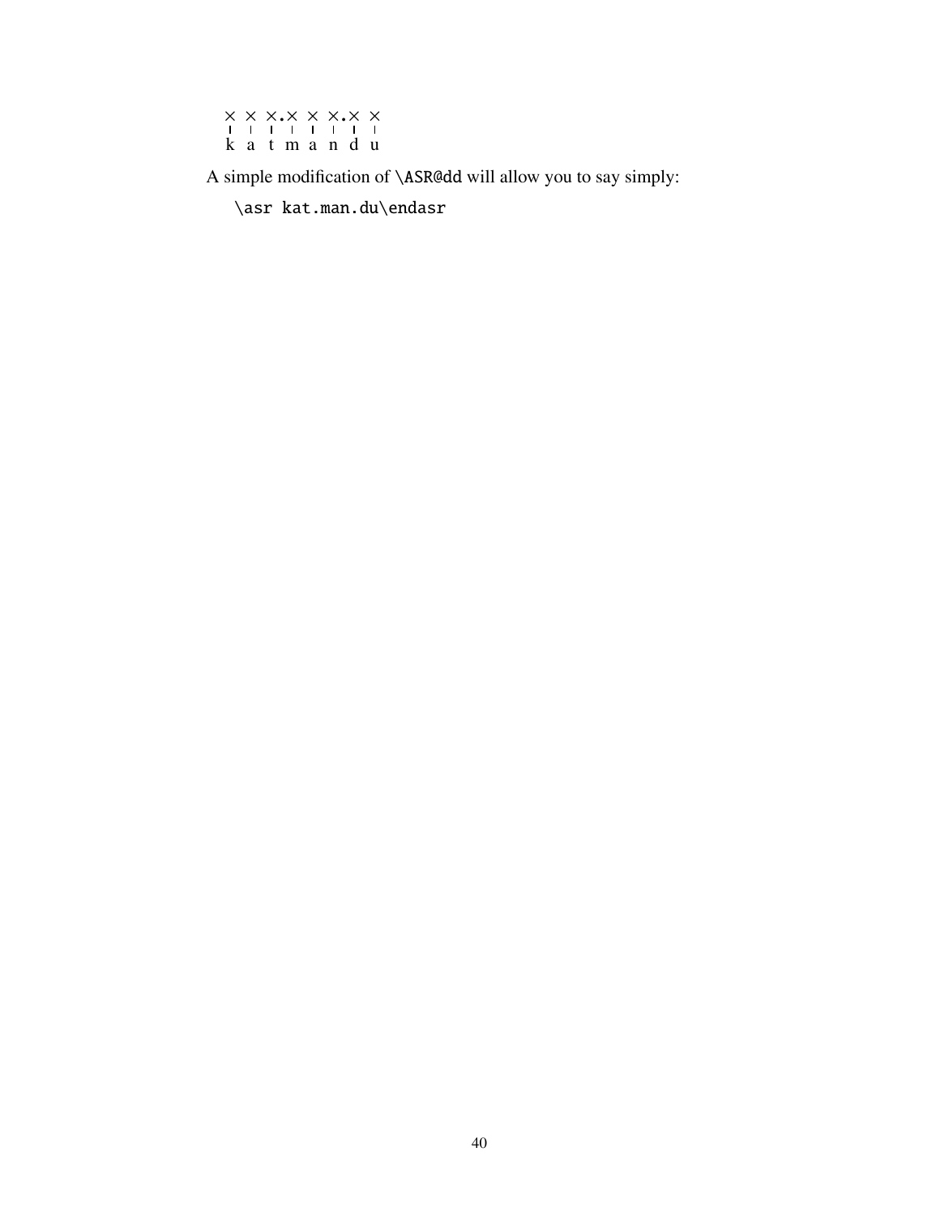× × ×.× × ×.× ×
k a t m a n d u

A simple modification of `\ASR@dd` will allow you to say simply:

```
\asr kat.man.du\endasr
```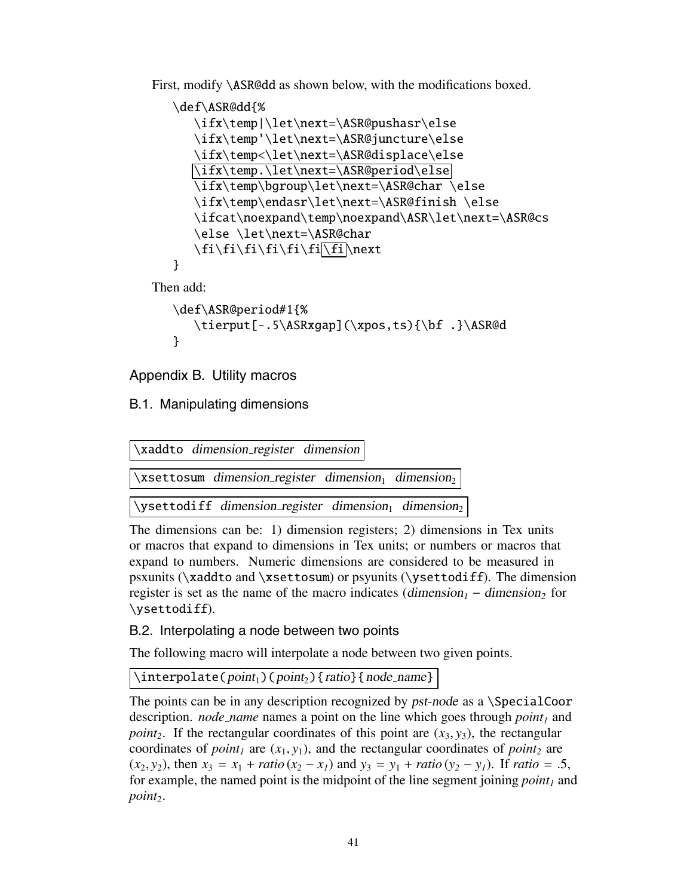First, modify \ASR@dd as shown below, with the modifications boxed.

```
\def\ASR@dd{%
   \ifx\temp|\let\next=\ASR@pushasr\else
   \ifx\temp'\let\next=\ASR@juncture\else
   \ifx\temp<\let\next=\ASR@displace\else
   \ifx\temp.\let\next=\ASR@period\else
   \ifx\temp\bgroup\let\next=\ASR@char \else
   \ifx\temp\endasr\let\next=\ASR@finish \else
   \ifcat\noexpand\temp\noexpand\ASR\let\next=\ASR@cs
   \else \let\next=\ASR@char
   \fi\fi\fi\fi\fi\fi\fi\next
}
```

Then add:

```
\def\ASR@period#1{%
   \tierput[-.5\ASRxgap](\xpos,ts){\bf .}\ASR@d
}
```

## Appendix B. Utility macros

### B.1. Manipulating dimensions

`\xaddto` *dimension_register dimension*

`\xsettosum` *dimension_register* $dimension_1$ $dimension_2$

`\ysettodiff` *dimension_register* $dimension_1$ $dimension_2$

The dimensions can be: 1) dimension registers; 2) dimensions in Tex units or macros that expand to dimensions in Tex units; or numbers or macros that expand to numbers. Numeric dimensions are considered to be measured in psxunits (\xaddto and \xsettosum) or psyunits (\ysettodiff). The dimension register is set as the name of the macro indicates ($dimension_1 - dimension_2$ for \ysettodiff).

### B.2. Interpolating a node between two points

The following macro will interpolate a node between two given points.

`\interpolate(`$point_1$`)(`$point_2$`){`*ratio*`}{`*node_name*`}`

The points can be in any description recognized by *pst-node* as a \SpecialCoor description. *node_name* names a point on the line which goes through $point_1$ and $point_2$. If the rectangular coordinates of this point are $(x_3, y_3)$, the rectangular coordinates of $point_1$ are $(x_1, y_1)$, and the rectangular coordinates of $point_2$ are $(x_2, y_2)$, then $x_3 = x_1 + ratio\,(x_2 - x_1)$ and $y_3 = y_1 + ratio\,(y_2 - y_1)$. If $ratio = .5$, for example, the named point is the midpoint of the line segment joining $point_1$ and $point_2$.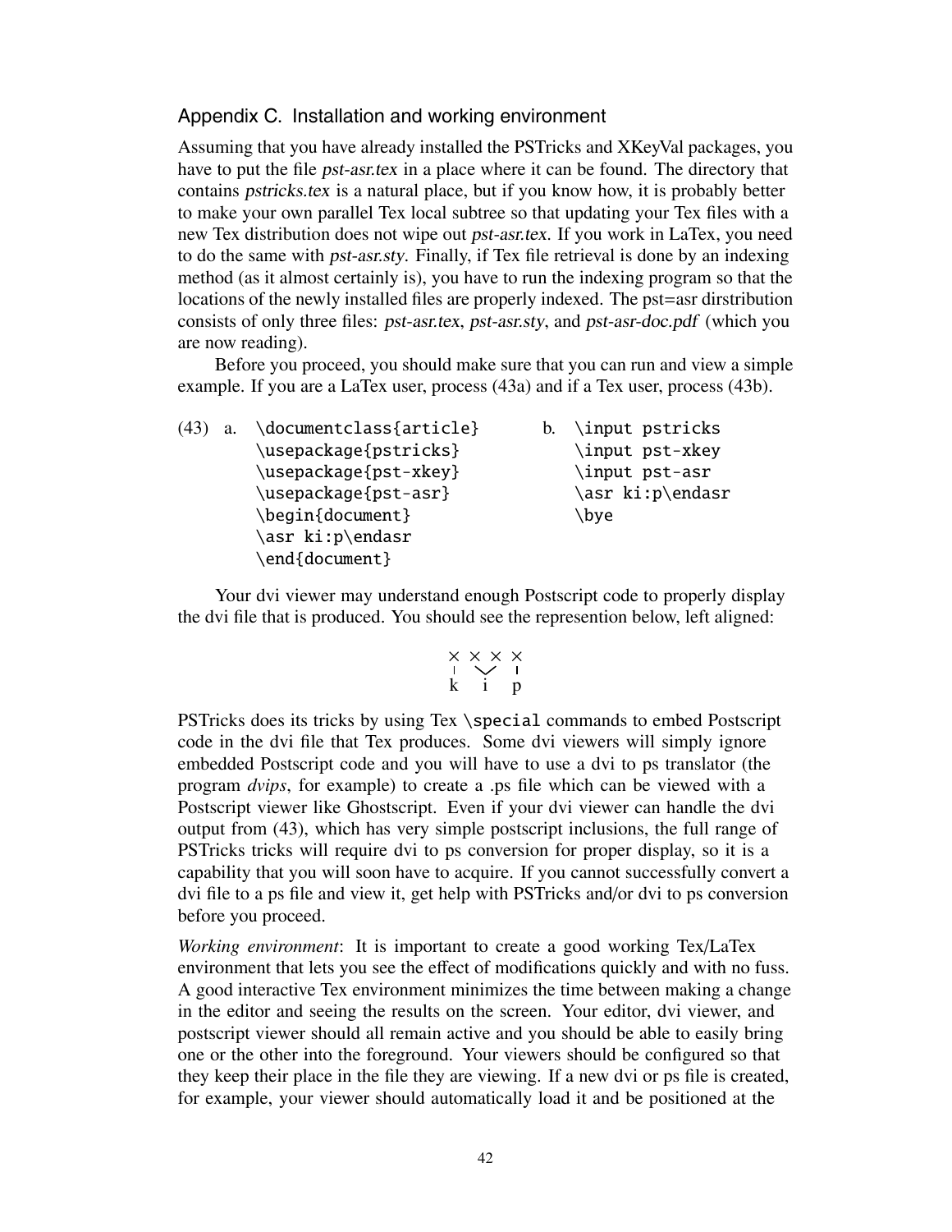## Appendix C. Installation and working environment

Assuming that you have already installed the PSTricks and XKeyVal packages, you have to put the file *pst-asr.tex* in a place where it can be found. The directory that contains *pstricks.tex* is a natural place, but if you know how, it is probably better to make your own parallel Tex local subtree so that updating your Tex files with a new Tex distribution does not wipe out *pst-asr.tex*. If you work in LaTex, you need to do the same with *pst-asr.sty*. Finally, if Tex file retrieval is done by an indexing method (as it almost certainly is), you have to run the indexing program so that the locations of the newly installed files are properly indexed. The pst=asr dirstribution consists of only three files: *pst-asr.tex*, *pst-asr.sty*, and *pst-asr-doc.pdf* (which you are now reading).

Before you proceed, you should make sure that you can run and view a simple example. If you are a LaTex user, process (43a) and if a Tex user, process (43b).

(43) a.

```
\documentclass{article}
\usepackage{pstricks}
\usepackage{pst-xkey}
\usepackage{pst-asr}
\begin{document}
\asr ki:p\endasr
\end{document}
```

b.

```
\input pstricks
\input pst-xkey
\input pst-asr
\asr ki:p\endasr
\bye
```

Your dvi viewer may understand enough Postscript code to properly display the dvi file that is produced. You should see the represention below, left aligned:

```
×  ×  ×  ×
|   \/    |
k   i     p
```

PSTricks does its tricks by using Tex `\special` commands to embed Postscript code in the dvi file that Tex produces. Some dvi viewers will simply ignore embedded Postscript code and you will have to use a dvi to ps translator (the program *dvips*, for example) to create a .ps file which can be viewed with a Postscript viewer like Ghostscript. Even if your dvi viewer can handle the dvi output from (43), which has very simple postscript inclusions, the full range of PSTricks tricks will require dvi to ps conversion for proper display, so it is a capability that you will soon have to acquire. If you cannot successfully convert a dvi file to a ps file and view it, get help with PSTricks and/or dvi to ps conversion before you proceed.

*Working environment*: It is important to create a good working Tex/LaTex environment that lets you see the effect of modifications quickly and with no fuss. A good interactive Tex environment minimizes the time between making a change in the editor and seeing the results on the screen. Your editor, dvi viewer, and postscript viewer should all remain active and you should be able to easily bring one or the other into the foreground. Your viewers should be configured so that they keep their place in the file they are viewing. If a new dvi or ps file is created, for example, your viewer should automatically load it and be positioned at the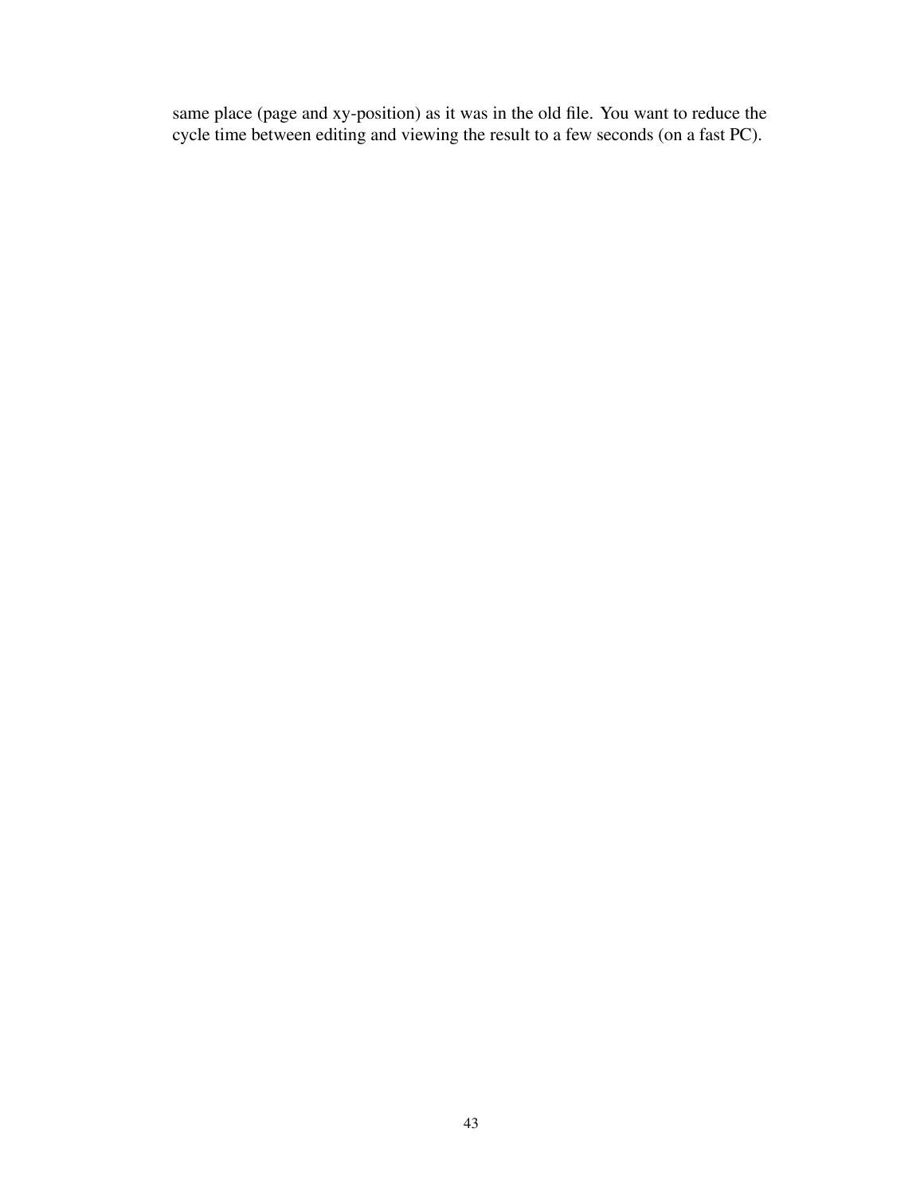same place (page and xy-position) as it was in the old file. You want to reduce the cycle time between editing and viewing the result to a few seconds (on a fast PC).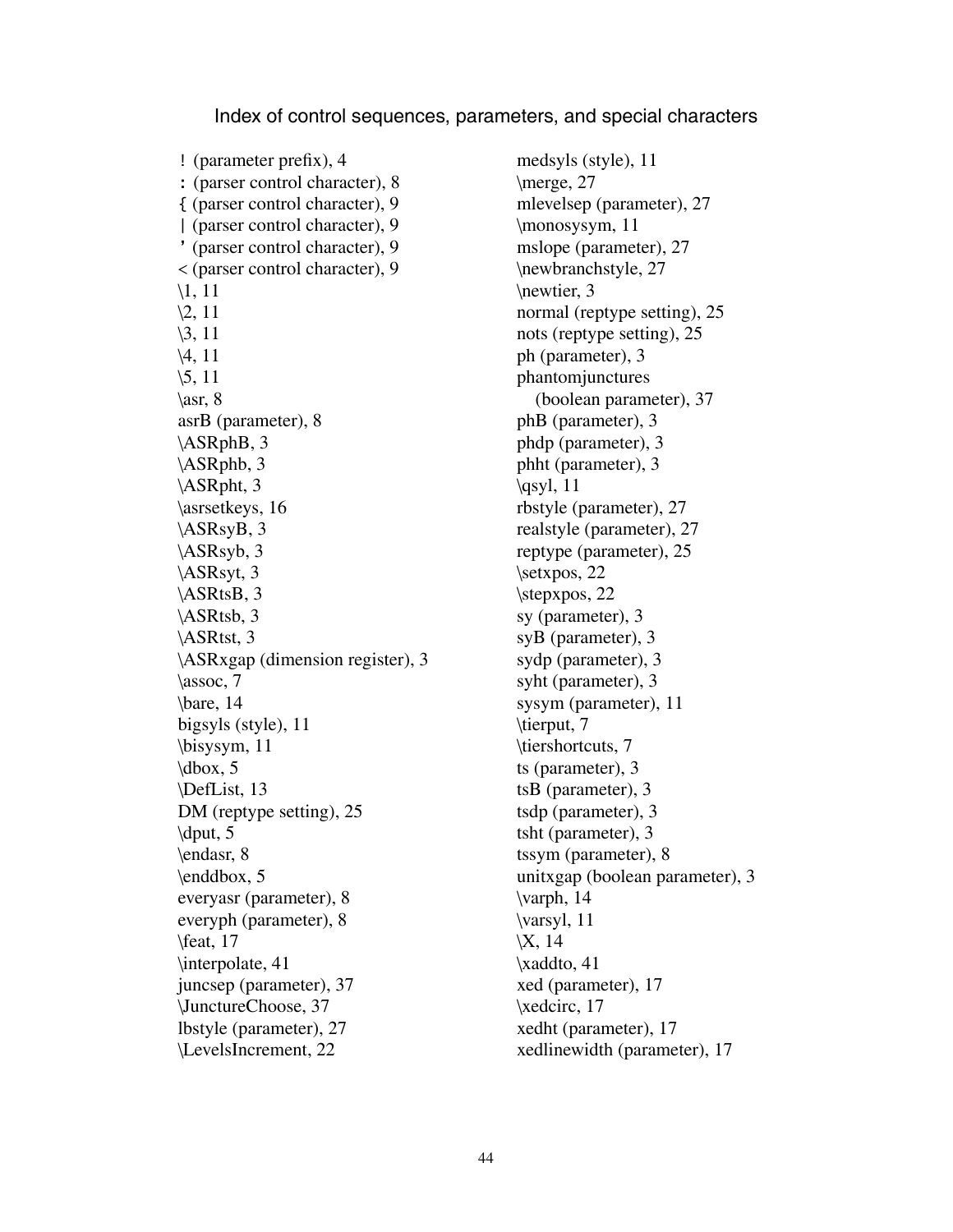## Index of control sequences, parameters, and special characters

! (parameter prefix), 4
: (parser control character), 8
{ (parser control character), 9
| (parser control character), 9
' (parser control character), 9
< (parser control character), 9
\1, 11
\2, 11
\3, 11
\4, 11
\5, 11
\asr, 8
asrB (parameter), 8
\ASRphB, 3
\ASRphb, 3
\ASRpht, 3
\asrsetkeys, 16
\ASRsyB, 3
\ASRsyb, 3
\ASRsyt, 3
\ASRtsB, 3
\ASRtsb, 3
\ASRtst, 3
\ASRxgap (dimension register), 3
\assoc, 7
\bare, 14
bigsyls (style), 11
\bisysym, 11
\dbox, 5
\DefList, 13
DM (reptype setting), 25
\dput, 5
\endasr, 8
\enddbox, 5
everyasr (parameter), 8
everyph (parameter), 8
\feat, 17
\interpolate, 41
juncsep (parameter), 37
\JunctureChoose, 37
lbstyle (parameter), 27
\LevelsIncrement, 22
medsyls (style), 11
\merge, 27
mlevelsep (parameter), 27
\monosysym, 11
mslope (parameter), 27
\newbranchstyle, 27
\newtier, 3
normal (reptype setting), 25
nots (reptype setting), 25
ph (parameter), 3
phantomjunctures
(boolean parameter), 37
phB (parameter), 3
phdp (parameter), 3
phht (parameter), 3
\qsyl, 11
rbstyle (parameter), 27
realstyle (parameter), 27
reptype (parameter), 25
\setxpos, 22
\stepxpos, 22
sy (parameter), 3
syB (parameter), 3
sydp (parameter), 3
syht (parameter), 3
sysym (parameter), 11
\tierput, 7
\tiershortcuts, 7
ts (parameter), 3
tsB (parameter), 3
tsdp (parameter), 3
tsht (parameter), 3
tssym (parameter), 8
unitxgap (boolean parameter), 3
\varph, 14
\varsyl, 11
\X, 14
\xaddto, 41
xed (parameter), 17
\xedcirc, 17
xedht (parameter), 17
xedlinewidth (parameter), 17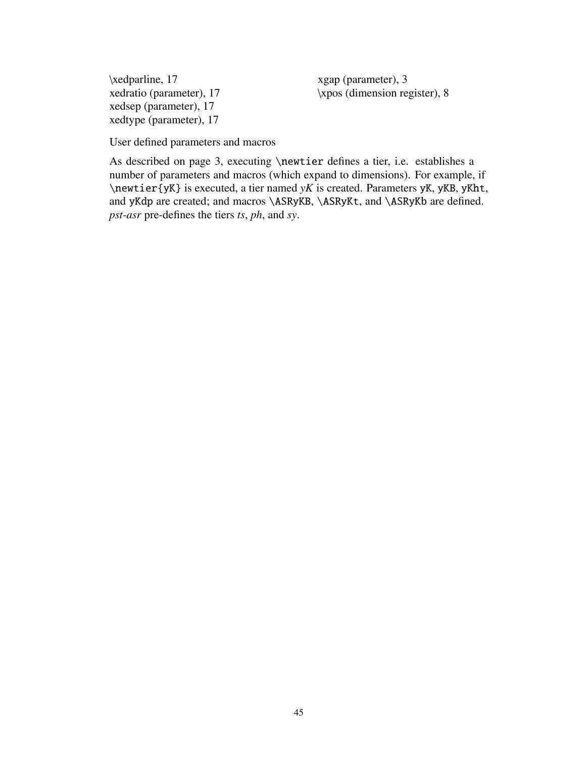\xedparline, 17
xedratio (parameter), 17
xedsep (parameter), 17
xedtype (parameter), 17
xgap (parameter), 3
\xpos (dimension register), 8

User defined parameters and macros

As described on page 3, executing `\newtier` defines a tier, i.e. establishes a number of parameters and macros (which expand to dimensions). For example, if `\newtier{yK}` is executed, a tier named *yK* is created. Parameters `yK`, `yKB`, `yKht`, and `yKdp` are created; and macros `\ASRyKB`, `\ASRyKt`, and `\ASRyKb` are defined. *pst-asr* pre-defines the tiers *ts*, *ph*, and *sy*.